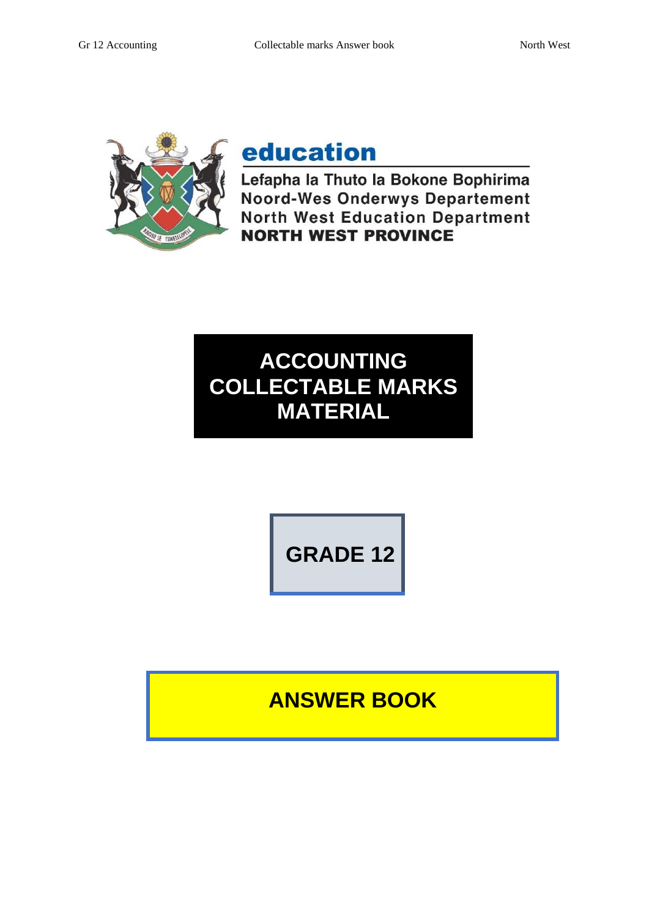education

Lefapha la Thuto la Bokone Bophirima
Noord-Wes Onderwys Departement
North West Education Department
NORTH WEST PROVINCE

# ACCOUNTING COLLECTABLE MARKS MATERIAL

## GRADE 12

## ANSWER BOOK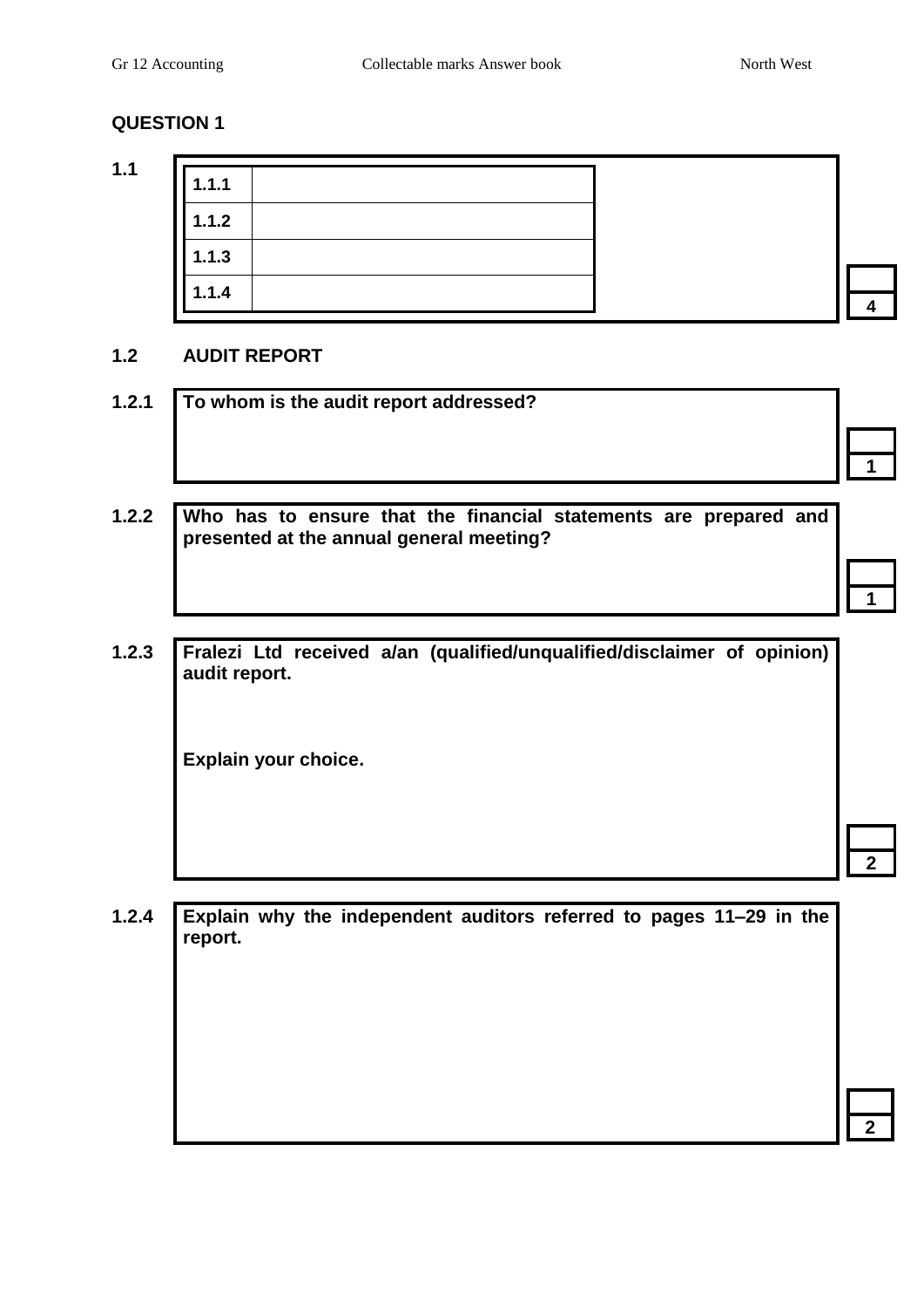## QUESTION 1

**1.1**

| | |
|---|---|
| **1.1.1** | |
| **1.1.2** | |
| **1.1.3** | |
| **1.1.4** | |

**4**

### 1.2 AUDIT REPORT

**1.2.1** **To whom is the audit report addressed?**

**1**

**1.2.2** **Who has to ensure that the financial statements are prepared and presented at the annual general meeting?**

**1**

**1.2.3** **Fralezi Ltd received a/an (qualified/unqualified/disclaimer of opinion) audit report.**

**Explain your choice.**

**2**

**1.2.4** **Explain why the independent auditors referred to pages 11–29 in the report.**

**2**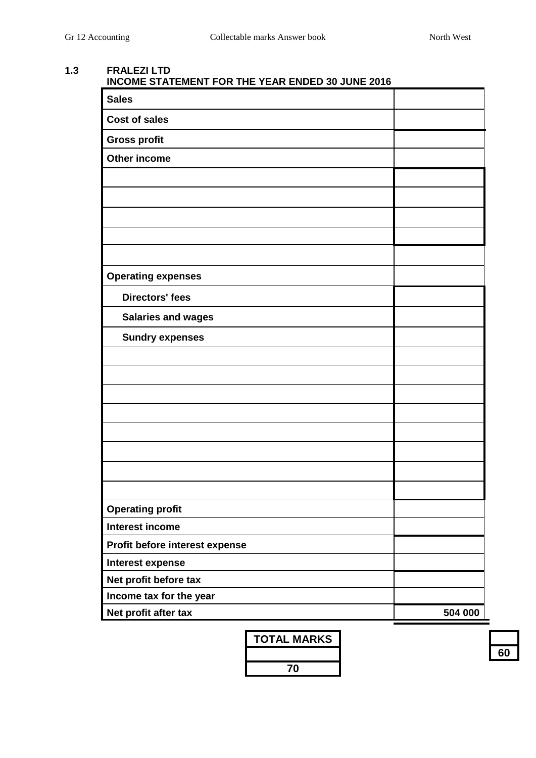**1.3 FRALEZI LTD**
**INCOME STATEMENT FOR THE YEAR ENDED 30 JUNE 2016**

| | |
|---|---|
| **Sales** | |
| **Cost of sales** | |
| **Gross profit** | |
| **Other income** | |
| | |
| | |
| | |
| | |
| | |
| **Operating expenses** | |
| **Directors' fees** | |
| **Salaries and wages** | |
| **Sundry expenses** | |
| | |
| | |
| | |
| | |
| | |
| | |
| | |
| | |
| **Operating profit** | |
| **Interest income** | |
| **Profit before interest expense** | |
| **Interest expense** | |
| **Net profit before tax** | |
| **Income tax for the year** | |
| **Net profit after tax** | **504 000** |

| TOTAL MARKS |
|---|
| |
| **70** |

**60**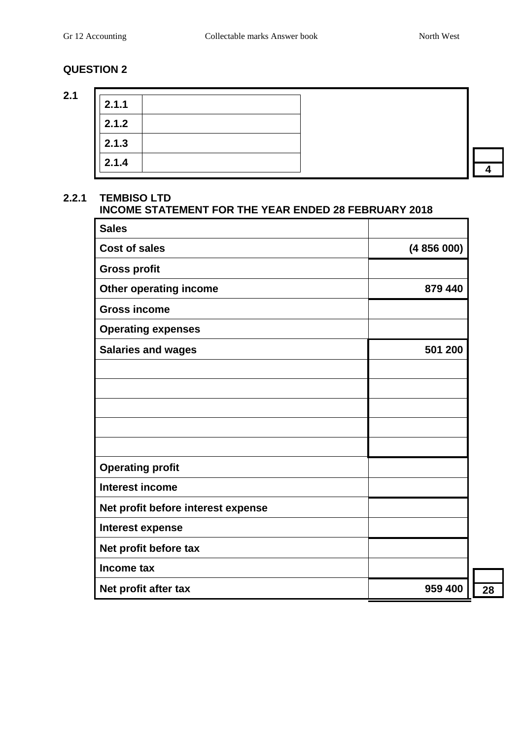## QUESTION 2

**2.1**

| | |
|---|---|
| **2.1.1** | |
| **2.1.2** | |
| **2.1.3** | |
| **2.1.4** | |

4

**2.2.1 TEMBISO LTD**
**INCOME STATEMENT FOR THE YEAR ENDED 28 FEBRUARY 2018**

| | |
|---|---|
| **Sales** | |
| **Cost of sales** | **(4 856 000)** |
| **Gross profit** | |
| **Other operating income** | **879 440** |
| **Gross income** | |
| **Operating expenses** | |
| **Salaries and wages** | **501 200** |
| | |
| | |
| | |
| | |
| | |
| **Operating profit** | |
| **Interest income** | |
| **Net profit before interest expense** | |
| **Interest expense** | |
| **Net profit before tax** | |
| **Income tax** | |
| **Net profit after tax** | **959 400** |

28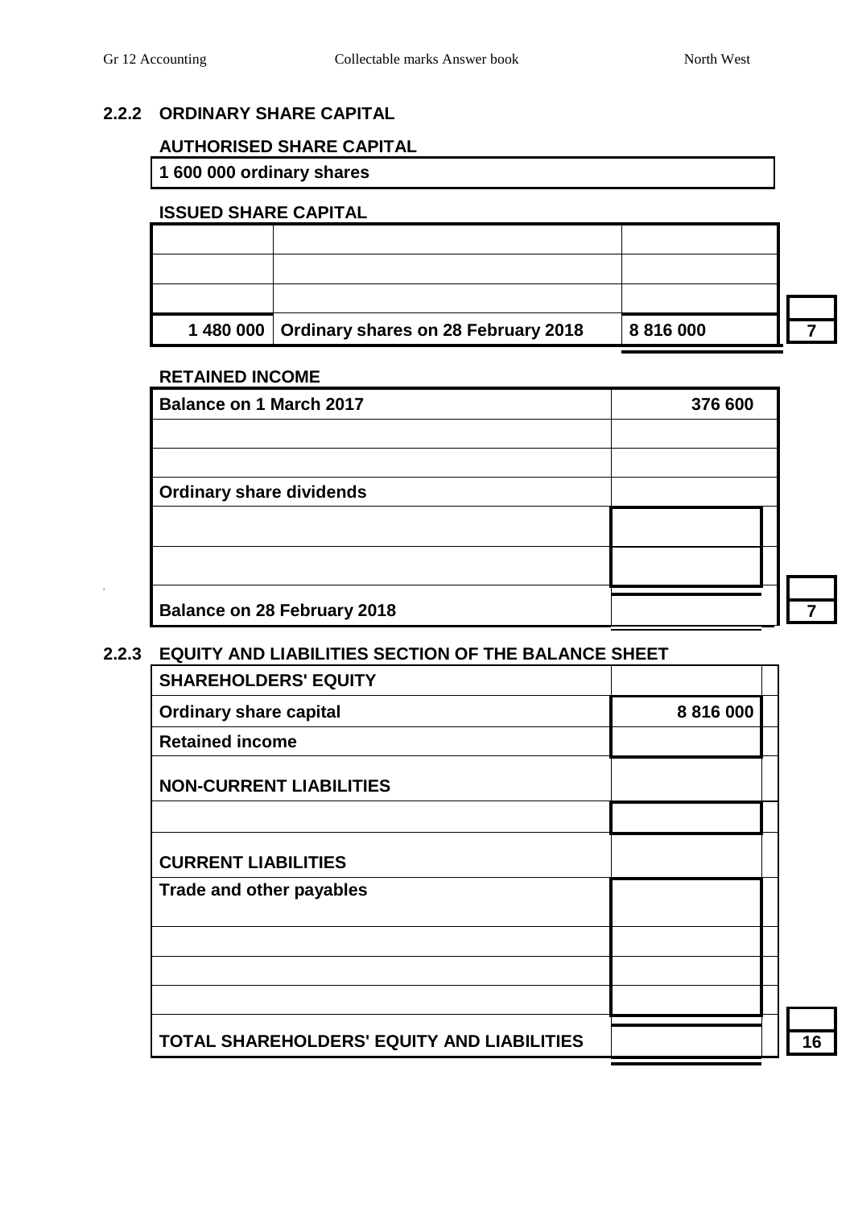### 2.2.2 ORDINARY SHARE CAPITAL

**AUTHORISED SHARE CAPITAL**

| |
|---|
| **1 600 000 ordinary shares** |

**ISSUED SHARE CAPITAL**

| | | |
|---|---|---|
| | | |
| | | |
| | | |
| **1 480 000** | **Ordinary shares on 28 February 2018** | **8 816 000** |

**7**

**RETAINED INCOME**

| | |
|---|---|
| **Balance on 1 March 2017** | **376 600** |
| | |
| | |
| **Ordinary share dividends** | |
| | |
| | |
| **Balance on 28 February 2018** | |

**7**

### 2.2.3 EQUITY AND LIABILITIES SECTION OF THE BALANCE SHEET

| | |
|---|---|
| **SHAREHOLDERS' EQUITY** | |
| **Ordinary share capital** | **8 816 000** |
| **Retained income** | |
| **NON-CURRENT LIABILITIES** | |
| | |
| **CURRENT LIABILITIES** | |
| **Trade and other payables** | |
| | |
| | |
| | |
| **TOTAL SHAREHOLDERS' EQUITY AND LIABILITIES** | |

**16**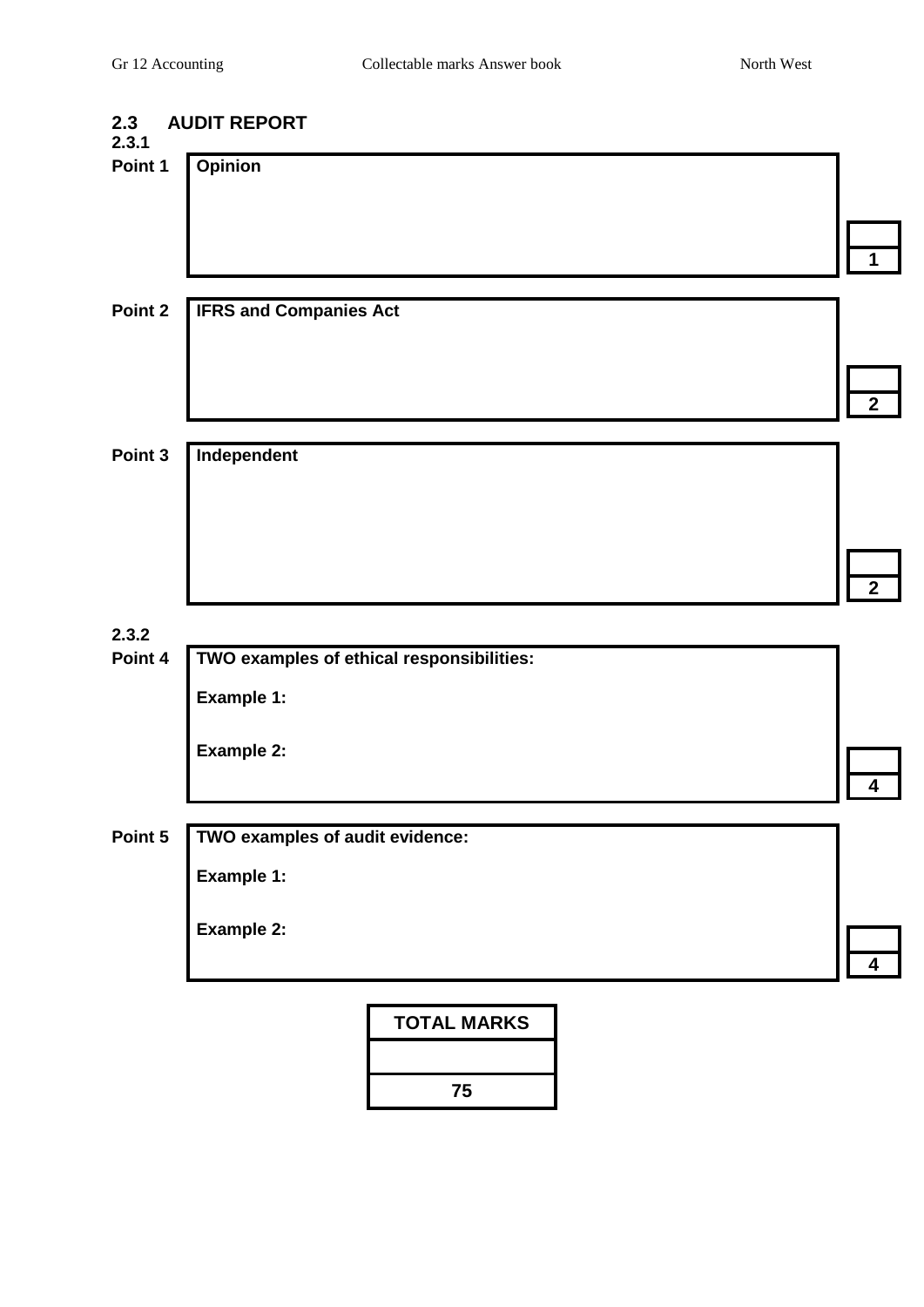## 2.3 AUDIT REPORT

### 2.3.1

| | | |
|---|---|---|
| **Point 1** | **Opinion** | 1 |
| **Point 2** | **IFRS and Companies Act** | 2 |
| **Point 3** | **Independent** | 2 |

### 2.3.2

| | | |
|---|---|---|
| **Point 4** | **TWO examples of ethical responsibilities:**<br><br>**Example 1:**<br><br>**Example 2:** | 4 |
| **Point 5** | **TWO examples of audit evidence:**<br><br>**Example 1:**<br><br>**Example 2:** | 4 |

| **TOTAL MARKS** |
|---|
| |
| **75** |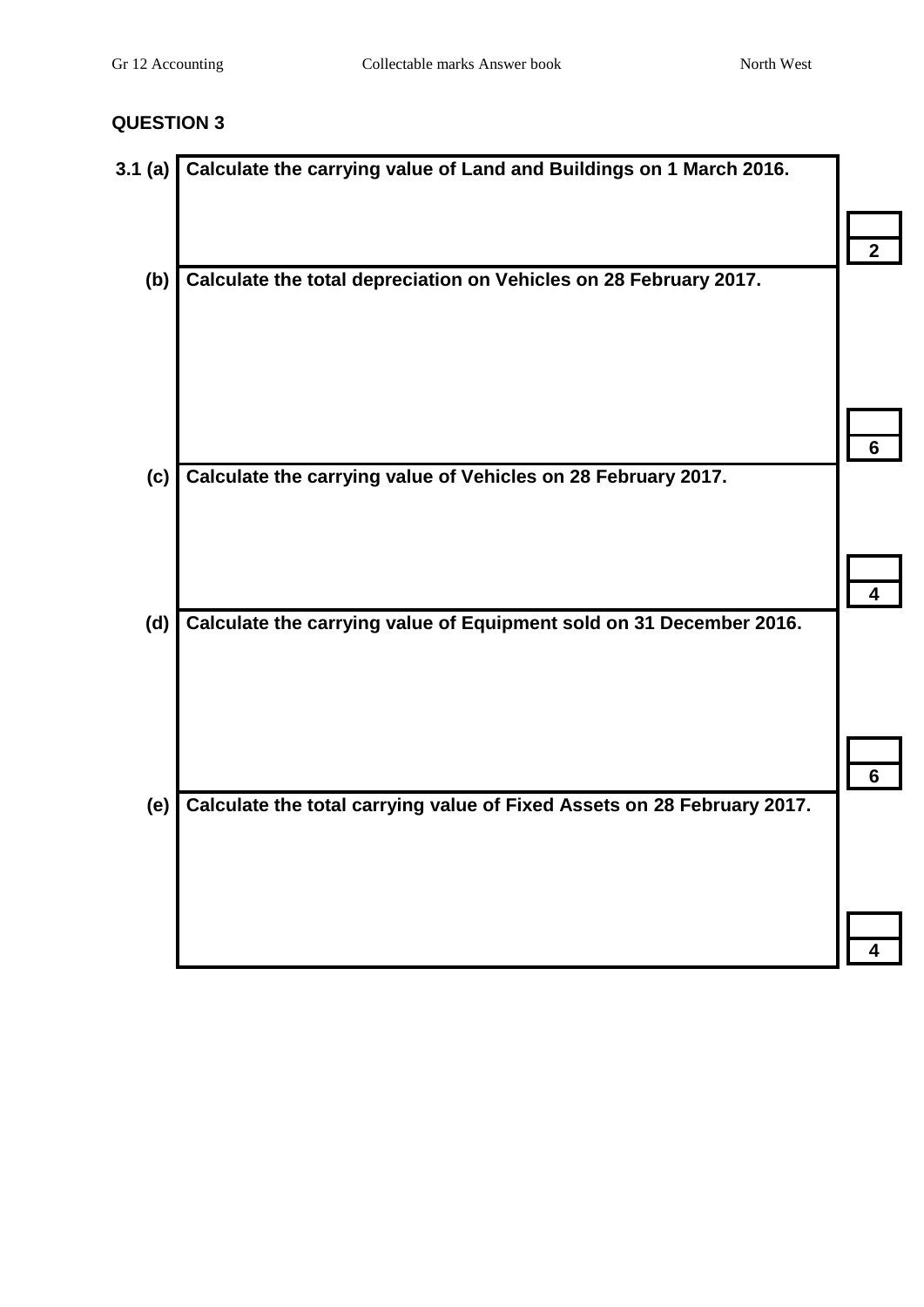## QUESTION 3

| | | |
|---|---|---|
| **3.1 (a)** | **Calculate the carrying value of Land and Buildings on 1 March 2016.** | **2** |
| **(b)** | **Calculate the total depreciation on Vehicles on 28 February 2017.** | **6** |
| **(c)** | **Calculate the carrying value of Vehicles on 28 February 2017.** | **4** |
| **(d)** | **Calculate the carrying value of Equipment sold on 31 December 2016.** | **6** |
| **(e)** | **Calculate the total carrying value of Fixed Assets on 28 February 2017.** | **4** |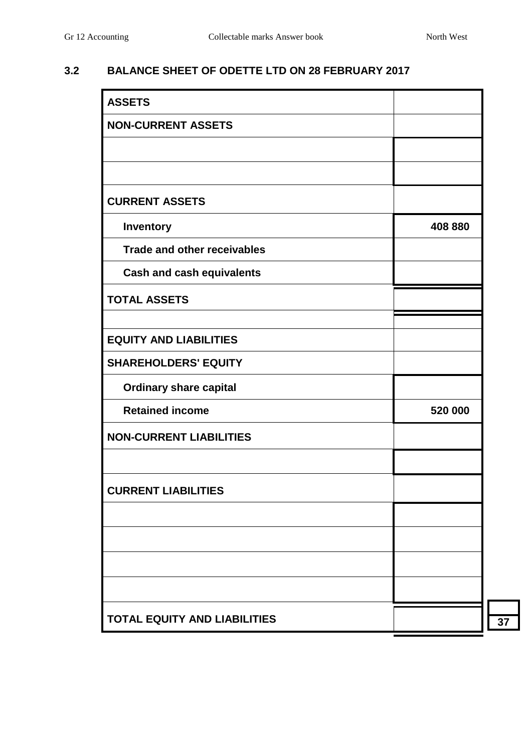### 3.2 BALANCE SHEET OF ODETTE LTD ON 28 FEBRUARY 2017

| | |
|---|---|
| **ASSETS** | |
| **NON-CURRENT ASSETS** | |
| | |
| | |
| **CURRENT ASSETS** | |
| **Inventory** | **408 880** |
| **Trade and other receivables** | |
| **Cash and cash equivalents** | |
| **TOTAL ASSETS** | |
| | |
| **EQUITY AND LIABILITIES** | |
| **SHAREHOLDERS' EQUITY** | |
| **Ordinary share capital** | |
| **Retained income** | **520 000** |
| **NON-CURRENT LIABILITIES** | |
| | |
| **CURRENT LIABILITIES** | |
| | |
| | |
| | |
| | |
| **TOTAL EQUITY AND LIABILITIES** | |

**37**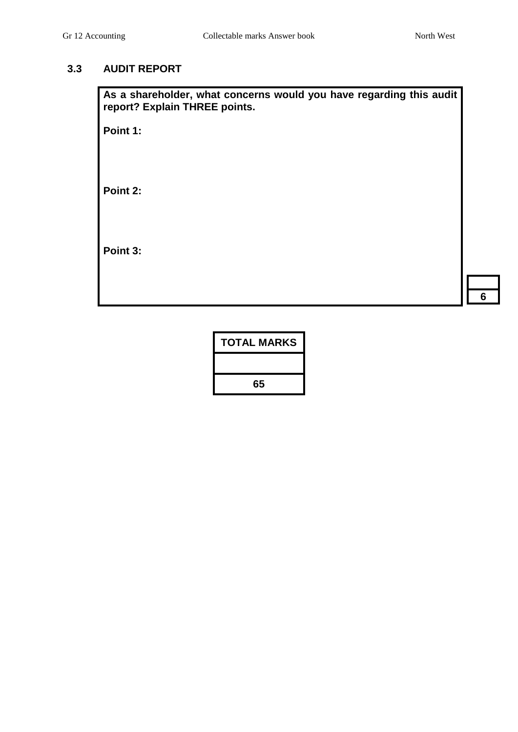### 3.3 AUDIT REPORT

| |
|---|
| **As a shareholder, what concerns would you have regarding this audit report? Explain THREE points.** |
| **Point 1:** |
| **Point 2:** |
| **Point 3:** |

| |
|---|
| |
| **6** |

| **TOTAL MARKS** |
|---|
| |
| **65** |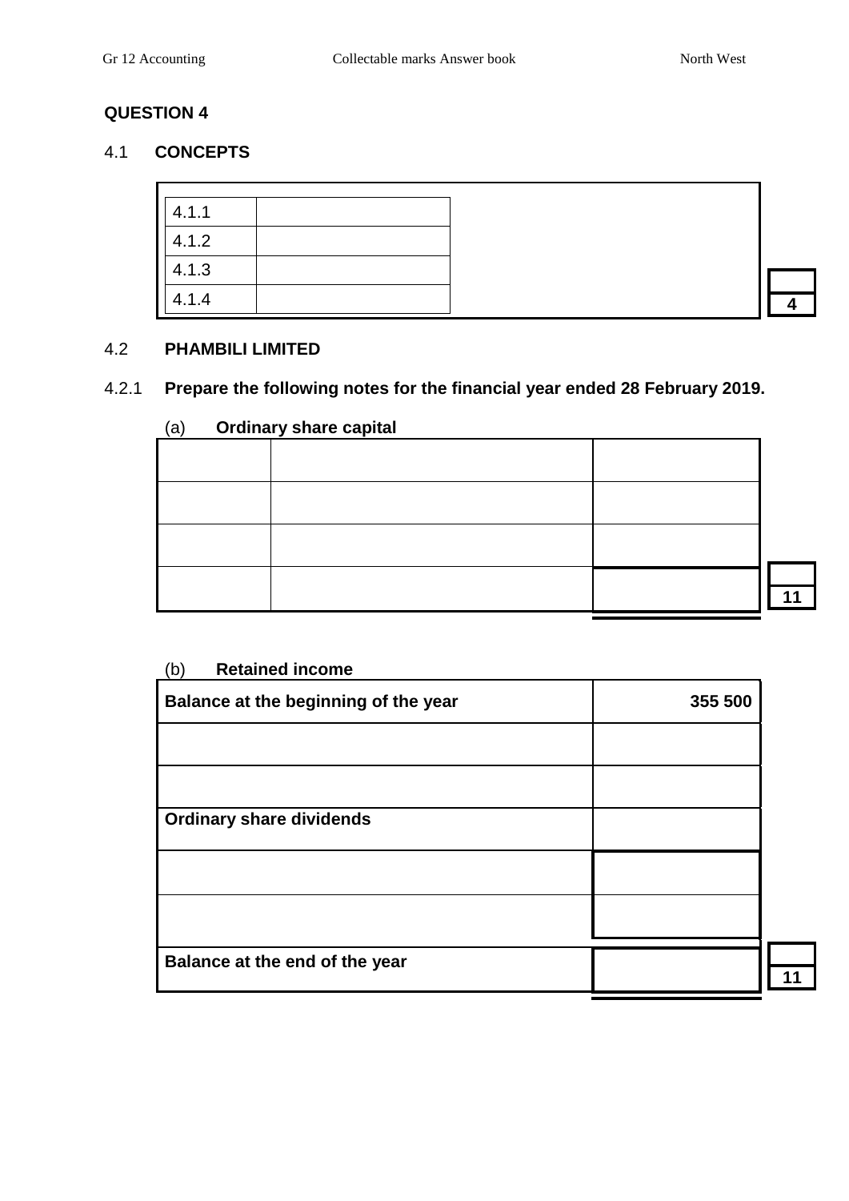## QUESTION 4

### 4.1 CONCEPTS

| | |
|---|---|
| 4.1.1 | |
| 4.1.2 | |
| 4.1.3 | |
| 4.1.4 | |

4

### 4.2 PHAMBILI LIMITED

**4.2.1 Prepare the following notes for the financial year ended 28 February 2019.**

(a) **Ordinary share capital**

| | | |
|---|---|---|
| | | |
| | | |
| | | |
| | | |

11

(b) **Retained income**

| | |
|---|---|
| **Balance at the beginning of the year** | **355 500** |
| | |
| | |
| **Ordinary share dividends** | |
| | |
| | |
| **Balance at the end of the year** | |

11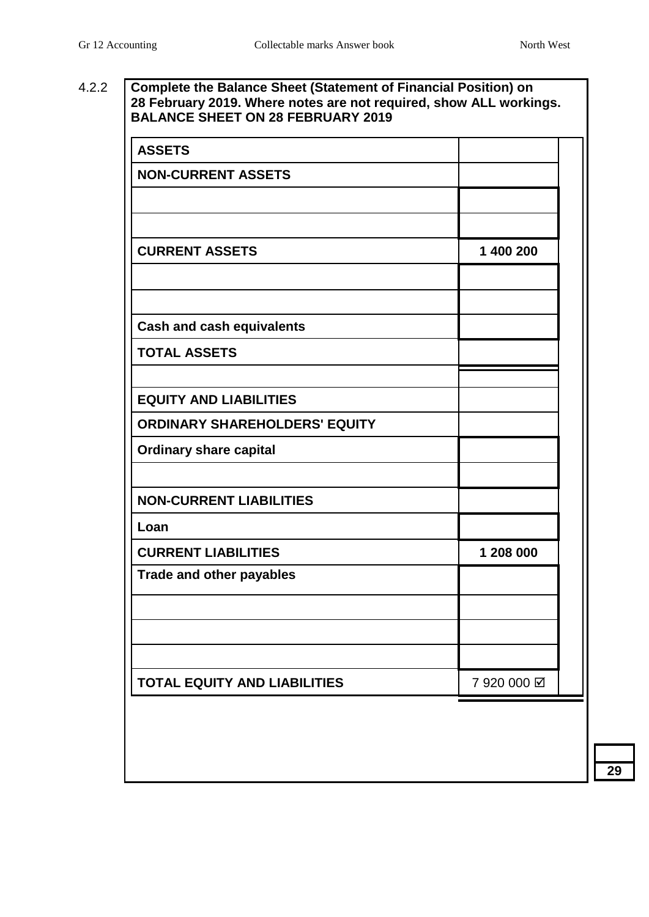4.2.2 **Complete the Balance Sheet (Statement of Financial Position) on 28 February 2019. Where notes are not required, show ALL workings.**

**BALANCE SHEET ON 28 FEBRUARY 2019**

| | | |
|---|---|---|
| **ASSETS** | | |
| **NON-CURRENT ASSETS** | | |
| | | |
| | | |
| **CURRENT ASSETS** | **1 400 200** | |
| | | |
| | | |
| **Cash and cash equivalents** | | |
| **TOTAL ASSETS** | | |
| | | |
| **EQUITY AND LIABILITIES** | | |
| **ORDINARY SHAREHOLDERS' EQUITY** | | |
| **Ordinary share capital** | | |
| | | |
| **NON-CURRENT LIABILITIES** | | |
| **Loan** | | |
| **CURRENT LIABILITIES** | **1 208 000** | |
| **Trade and other payables** | | |
| | | |
| | | |
| | | |
| **TOTAL EQUITY AND LIABILITIES** | 7 920 000 ☑ | |

29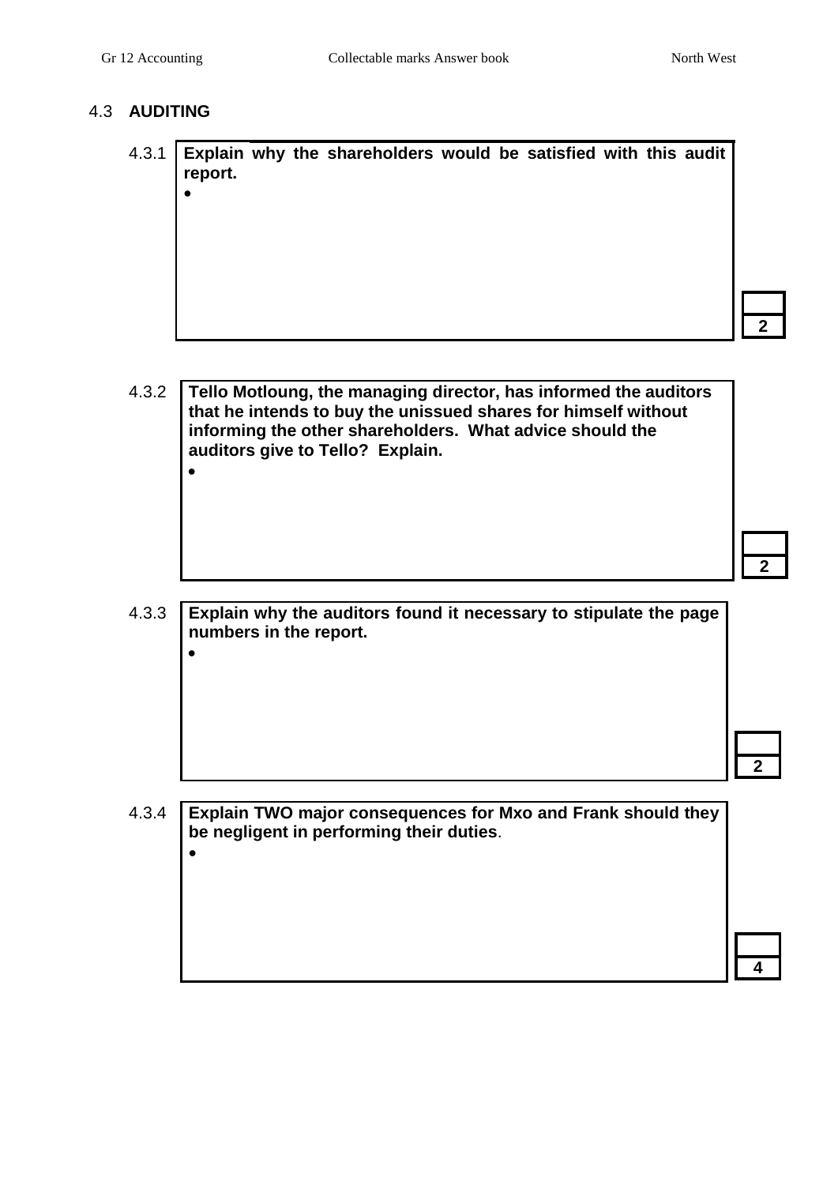## 4.3 AUDITING

4.3.1 **Explain why the shareholders would be satisfied with this audit report.**

- 

2

4.3.2 **Tello Motloung, the managing director, has informed the auditors that he intends to buy the unissued shares for himself without informing the other shareholders. What advice should the auditors give to Tello? Explain.**

- 

2

4.3.3 **Explain why the auditors found it necessary to stipulate the page numbers in the report.**

- 

2

4.3.4 **Explain TWO major consequences for Mxo and Frank should they be negligent in performing their duties**.

- 

4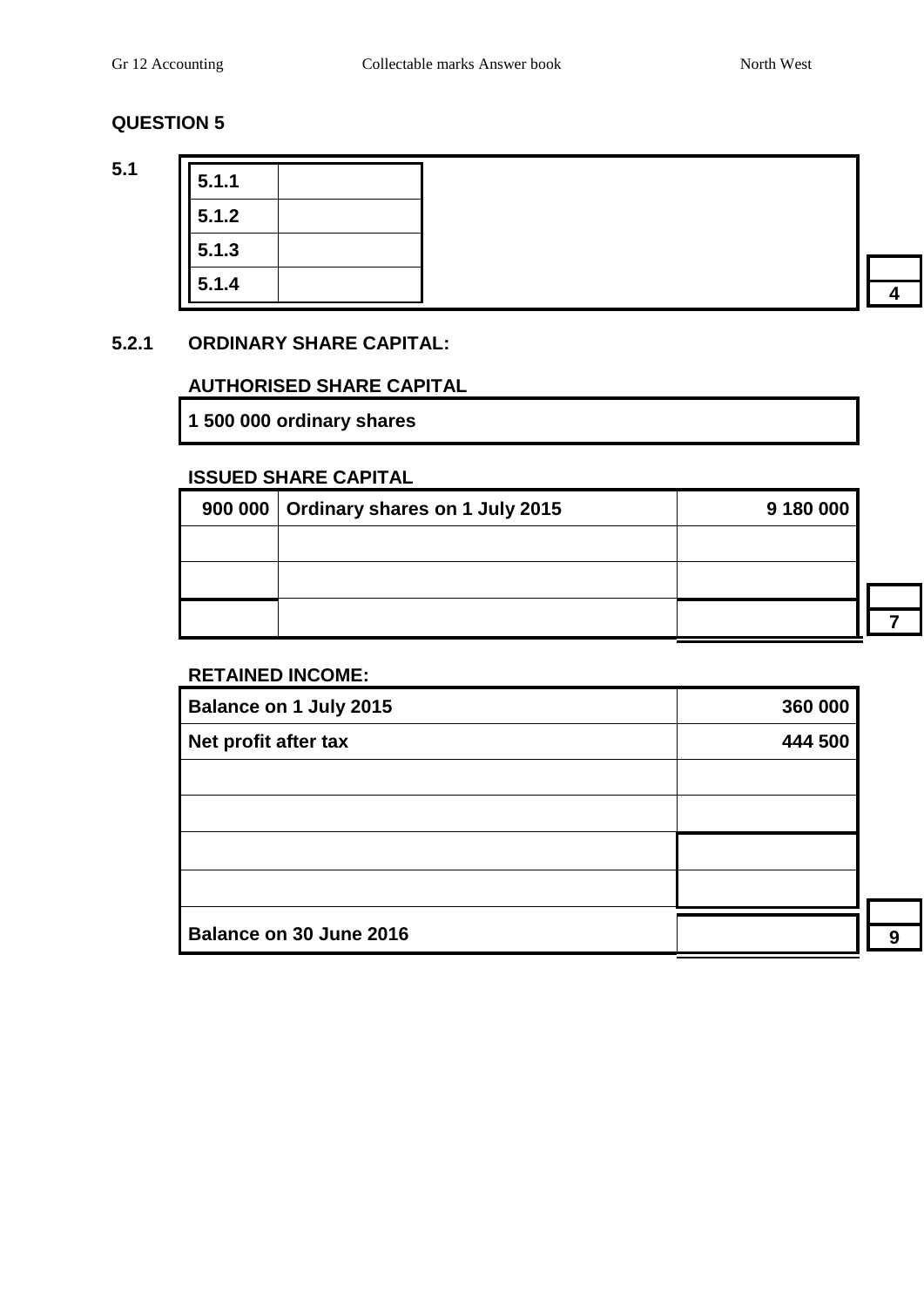## QUESTION 5

**5.1**

| | |
|---|---|
| **5.1.1** | |
| **5.1.2** | |
| **5.1.3** | |
| **5.1.4** | |

**4**

**5.2.1 ORDINARY SHARE CAPITAL:**

**AUTHORISED SHARE CAPITAL**

**1 500 000 ordinary shares**

**ISSUED SHARE CAPITAL**

| | | |
|---|---|---|
| **900 000** | **Ordinary shares on 1 July 2015** | **9 180 000** |
| | | |
| | | |
| | | |

**7**

**RETAINED INCOME:**

| | |
|---|---|
| **Balance on 1 July 2015** | **360 000** |
| **Net profit after tax** | **444 500** |
| | |
| | |
| | |
| | |
| **Balance on 30 June 2016** | |

**9**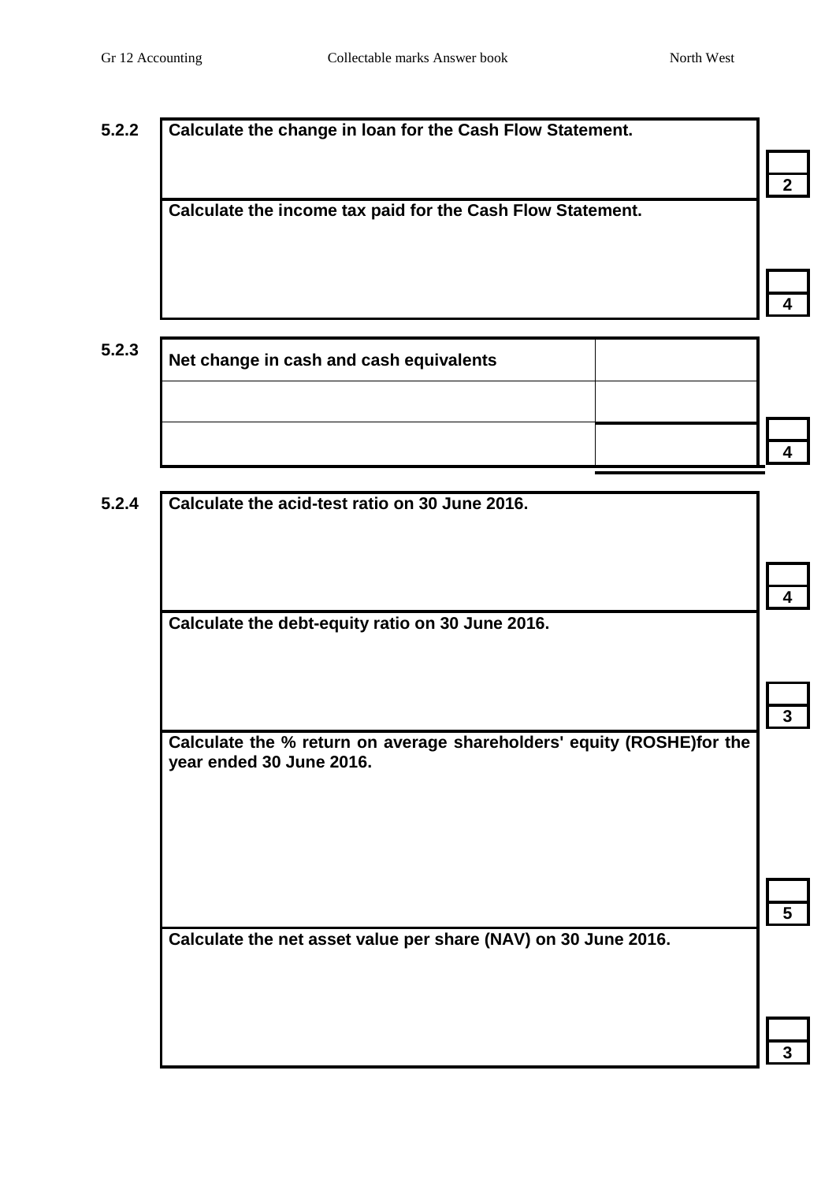**5.2.2**

| Calculate the change in loan for the Cash Flow Statement. | |
|---|---|
| | 2 |
| **Calculate the income tax paid for the Cash Flow Statement.** | |
| | 4 |

**5.2.3**

| Net change in cash and cash equivalents | | |
|---|---|---|
| | | |
| | | 4 |

**5.2.4**

| Calculate the acid-test ratio on 30 June 2016. | |
|---|---|
| | 4 |
| **Calculate the debt-equity ratio on 30 June 2016.** | |
| | 3 |
| **Calculate the % return on average shareholders' equity (ROSHE)for the year ended 30 June 2016.** | |
| | 5 |
| **Calculate the net asset value per share (NAV) on 30 June 2016.** | |
| | 3 |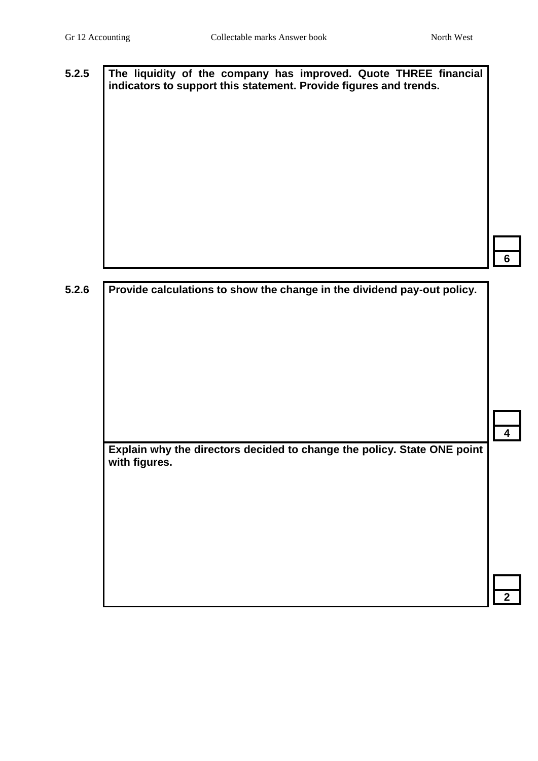**5.2.5** **The liquidity of the company has improved. Quote THREE financial indicators to support this statement. Provide figures and trends.**

6

**5.2.6** **Provide calculations to show the change in the dividend pay-out policy.**

4

**Explain why the directors decided to change the policy. State ONE point with figures.**

2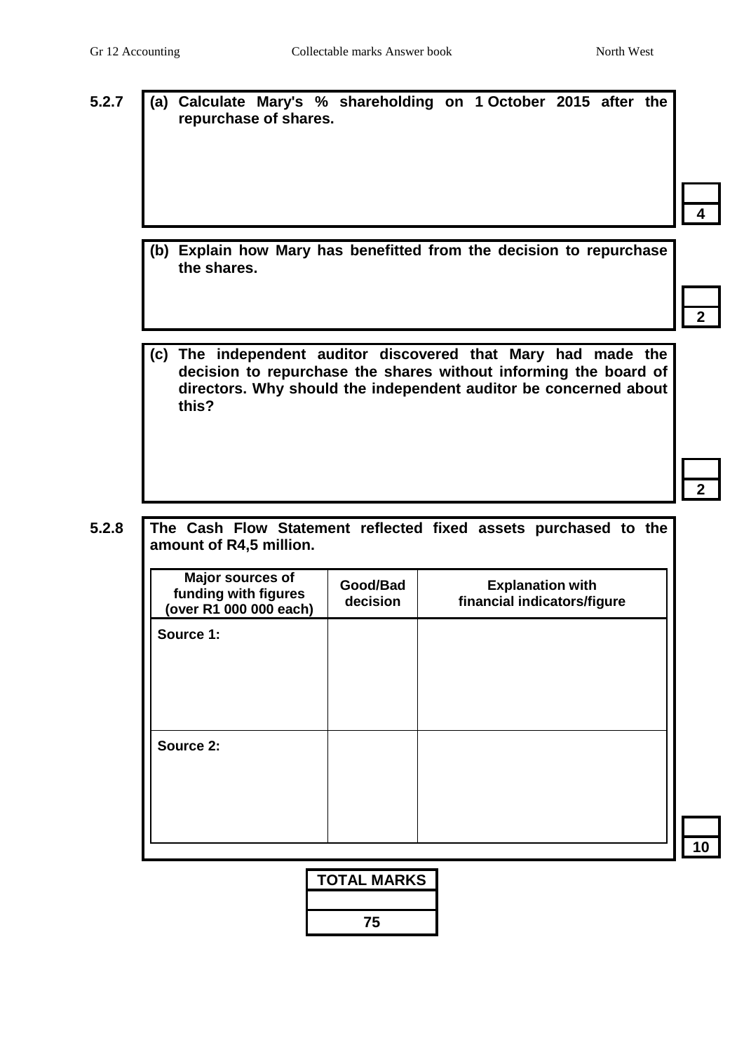**5.2.7**

**(a) Calculate Mary's % shareholding on 1 October 2015 after the repurchase of shares.**

4

**(b) Explain how Mary has benefitted from the decision to repurchase the shares.**

2

**(c) The independent auditor discovered that Mary had made the decision to repurchase the shares without informing the board of directors. Why should the independent auditor be concerned about this?**

2

**5.2.8**

**The Cash Flow Statement reflected fixed assets purchased to the amount of R4,5 million.**

| Major sources of funding with figures (over R1 000 000 each) | Good/Bad decision | Explanation with financial indicators/figure |
|---|---|---|
| Source 1: | | |
| Source 2: | | |

10

| TOTAL MARKS |
|---|
| |
| 75 |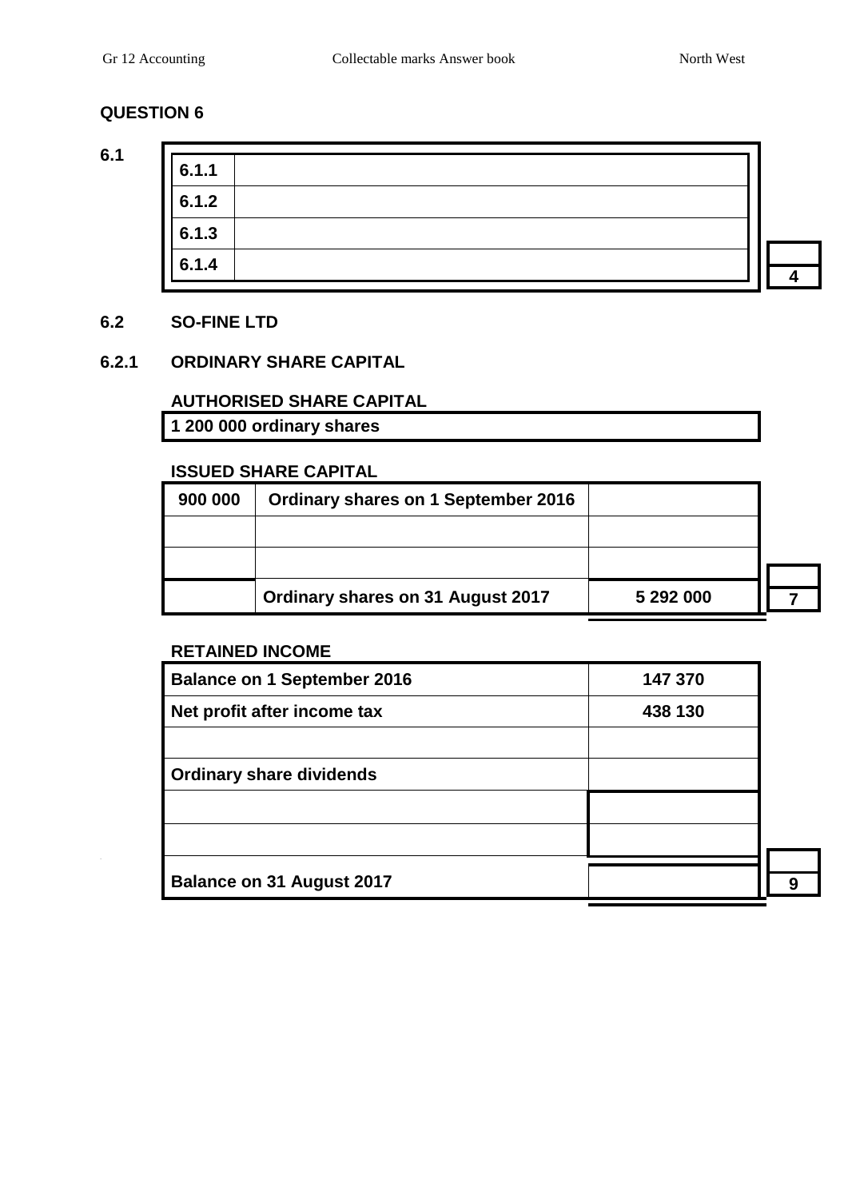## QUESTION 6

**6.1**

| | |
|---|---|
| **6.1.1** | |
| **6.1.2** | |
| **6.1.3** | |
| **6.1.4** | |

**4**

### 6.2 SO-FINE LTD

### 6.2.1 ORDINARY SHARE CAPITAL

**AUTHORISED SHARE CAPITAL**

**1 200 000 ordinary shares**

**ISSUED SHARE CAPITAL**

| | | |
|---|---|---|
| **900 000** | **Ordinary shares on 1 September 2016** | |
| | | |
| | | |
| | **Ordinary shares on 31 August 2017** | **5 292 000** |

**7**

**RETAINED INCOME**

| | |
|---|---|
| **Balance on 1 September 2016** | **147 370** |
| **Net profit after income tax** | **438 130** |
| | |
| **Ordinary share dividends** | |
| | |
| | |
| **Balance on 31 August 2017** | |

**9**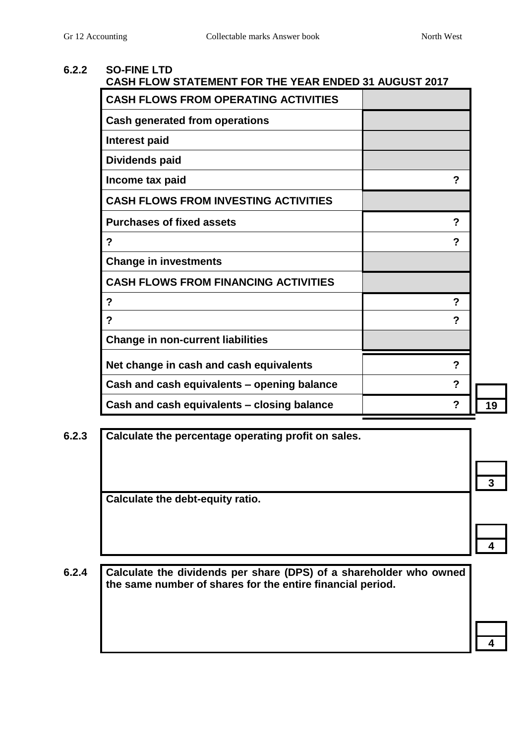**6.2.2 SO-FINE LTD**
**CASH FLOW STATEMENT FOR THE YEAR ENDED 31 AUGUST 2017**

| | |
|---|---|
| **CASH FLOWS FROM OPERATING ACTIVITIES** | |
| **Cash generated from operations** | |
| **Interest paid** | |
| **Dividends paid** | |
| **Income tax paid** | **?** |
| **CASH FLOWS FROM INVESTING ACTIVITIES** | |
| **Purchases of fixed assets** | **?** |
| **?** | **?** |
| **Change in investments** | |
| **CASH FLOWS FROM FINANCING ACTIVITIES** | |
| **?** | **?** |
| **?** | **?** |
| **Change in non-current liabilities** | |
| **Net change in cash and cash equivalents** | **?** |
| **Cash and cash equivalents – opening balance** | **?** |
| **Cash and cash equivalents – closing balance** | **?** |

**19**

**6.2.3**

**Calculate the percentage operating profit on sales.**

**3**

**Calculate the debt-equity ratio.**

**4**

**6.2.4**

**Calculate the dividends per share (DPS) of a shareholder who owned the same number of shares for the entire financial period.**

**4**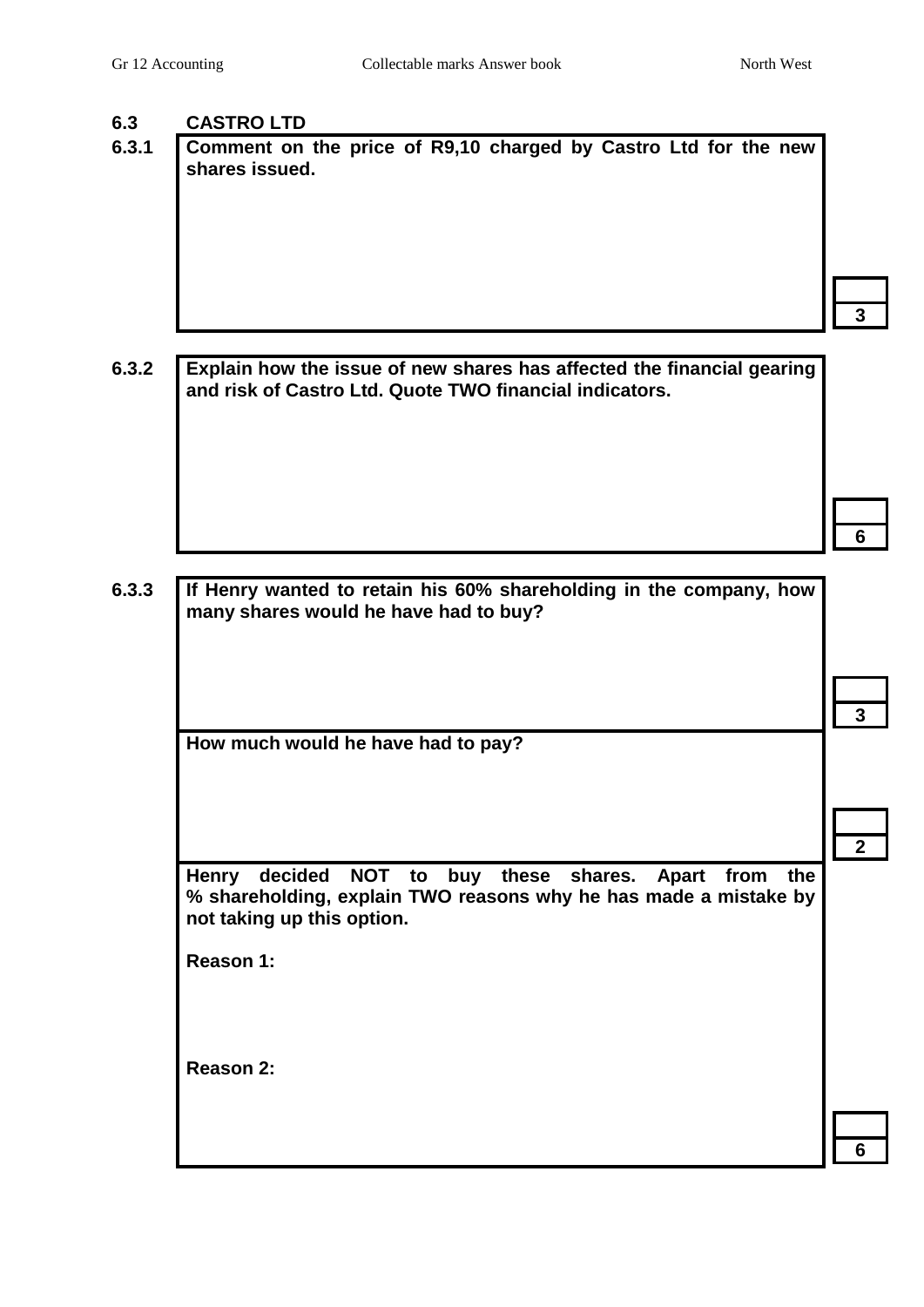## 6.3 CASTRO LTD

**6.3.1** **Comment on the price of R9,10 charged by Castro Ltd for the new shares issued.**

**3**

**6.3.2** **Explain how the issue of new shares has affected the financial gearing and risk of Castro Ltd. Quote TWO financial indicators.**

**6**

**6.3.3** **If Henry wanted to retain his 60% shareholding in the company, how many shares would he have had to buy?**

**3**

**How much would he have had to pay?**

**2**

**Henry decided NOT to buy these shares. Apart from the % shareholding, explain TWO reasons why he has made a mistake by not taking up this option.**

**Reason 1:**

**Reason 2:**

**6**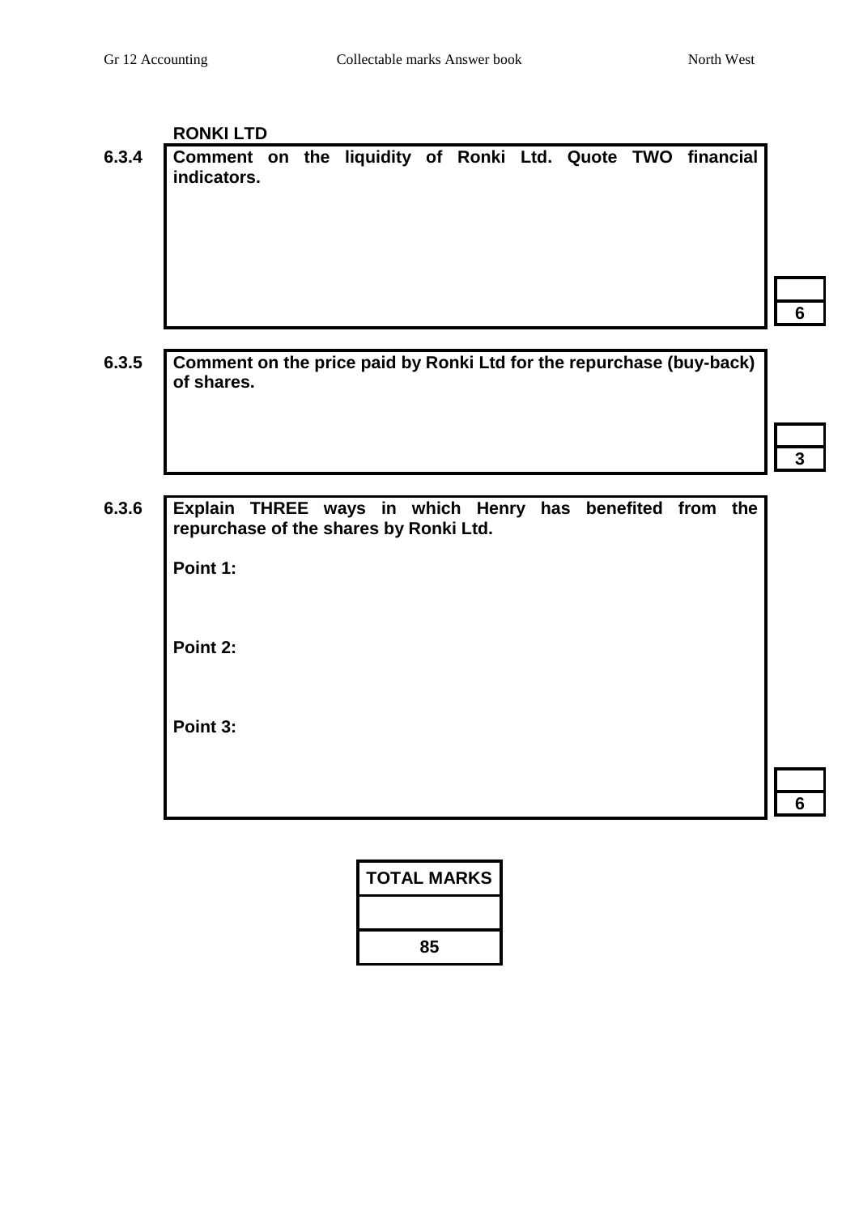**RONKI LTD**

**6.3.4** **Comment on the liquidity of Ronki Ltd. Quote TWO financial indicators.**

| |
|---|
| |
| 6 |

**6.3.5** **Comment on the price paid by Ronki Ltd for the repurchase (buy-back) of shares.**

| |
|---|
| |
| 3 |

**6.3.6** **Explain THREE ways in which Henry has benefited from the repurchase of the shares by Ronki Ltd.**

**Point 1:**

**Point 2:**

**Point 3:**

| |
|---|
| |
| 6 |

| TOTAL MARKS |
|---|
| |
| 85 |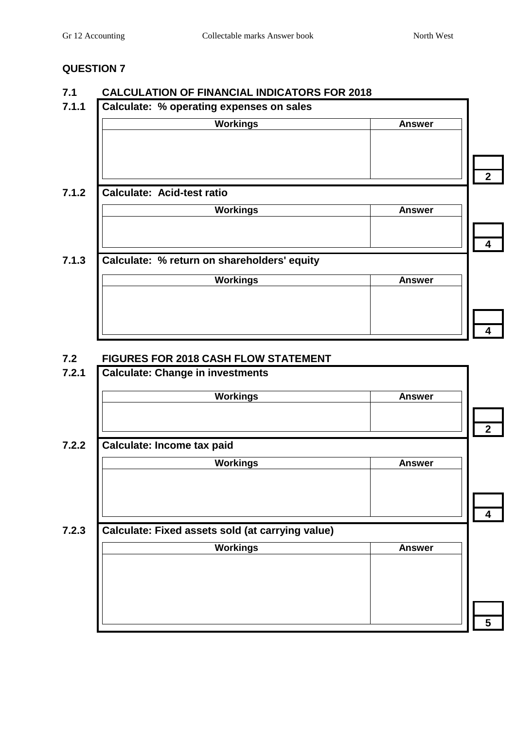## QUESTION 7

### 7.1 CALCULATION OF FINANCIAL INDICATORS FOR 2018

**7.1.1 Calculate: % operating expenses on sales**

| Workings | Answer |
|---|---|
| | |

2

**7.1.2 Calculate: Acid-test ratio**

| Workings | Answer |
|---|---|
| | |

4

**7.1.3 Calculate: % return on shareholders' equity**

| Workings | Answer |
|---|---|
| | |

4

### 7.2 FIGURES FOR 2018 CASH FLOW STATEMENT

**7.2.1 Calculate: Change in investments**

| Workings | Answer |
|---|---|
| | |

2

**7.2.2 Calculate: Income tax paid**

| Workings | Answer |
|---|---|
| | |

4

**7.2.3 Calculate: Fixed assets sold (at carrying value)**

| Workings | Answer |
|---|---|
| | |

5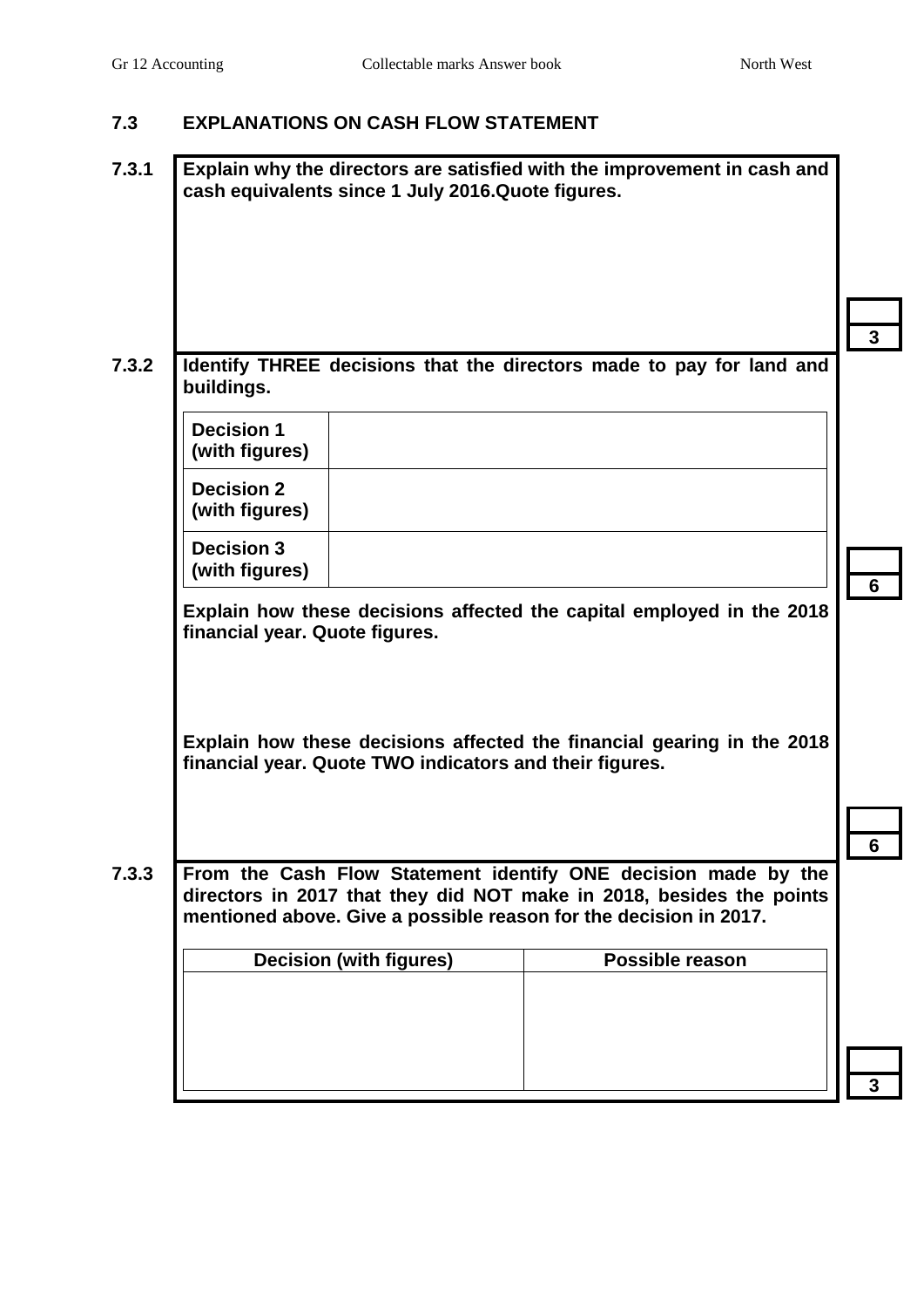## 7.3 EXPLANATIONS ON CASH FLOW STATEMENT

**7.3.1** **Explain why the directors are satisfied with the improvement in cash and cash equivalents since 1 July 2016.Quote figures.**

| | |
|---|---|
| | 3 |

**7.3.2** **Identify THREE decisions that the directors made to pay for land and buildings.**

| | |
|---|---|
| **Decision 1 (with figures)** | |
| **Decision 2 (with figures)** | |
| **Decision 3 (with figures)** | |

| | |
|---|---|
| | 6 |

**Explain how these decisions affected the capital employed in the 2018 financial year. Quote figures.**

**Explain how these decisions affected the financial gearing in the 2018 financial year. Quote TWO indicators and their figures.**

| | |
|---|---|
| | 6 |

**7.3.3** **From the Cash Flow Statement identify ONE decision made by the directors in 2017 that they did NOT make in 2018, besides the points mentioned above. Give a possible reason for the decision in 2017.**

| Decision (with figures) | Possible reason |
|---|---|
| | |

| | |
|---|---|
| | 3 |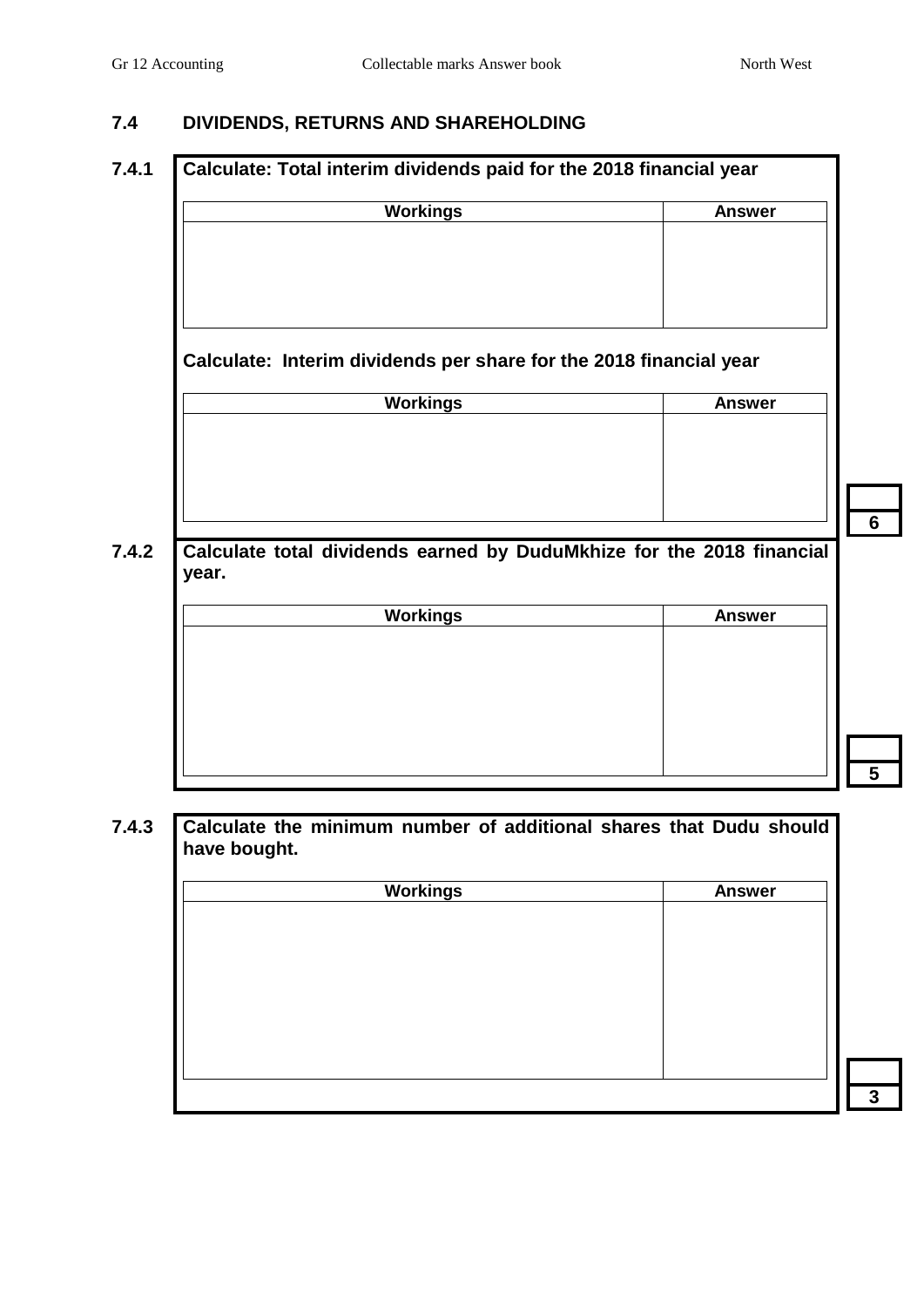## 7.4 DIVIDENDS, RETURNS AND SHAREHOLDING

**7.4.1 Calculate: Total interim dividends paid for the 2018 financial year**

| Workings | Answer |
|---|---|
| | |

**Calculate: Interim dividends per share for the 2018 financial year**

| Workings | Answer |
|---|---|
| | |

**6**

**7.4.2 Calculate total dividends earned by DuduMkhize for the 2018 financial year.**

| Workings | Answer |
|---|---|
| | |

**5**

**7.4.3 Calculate the minimum number of additional shares that Dudu should have bought.**

| Workings | Answer |
|---|---|
| | |

**3**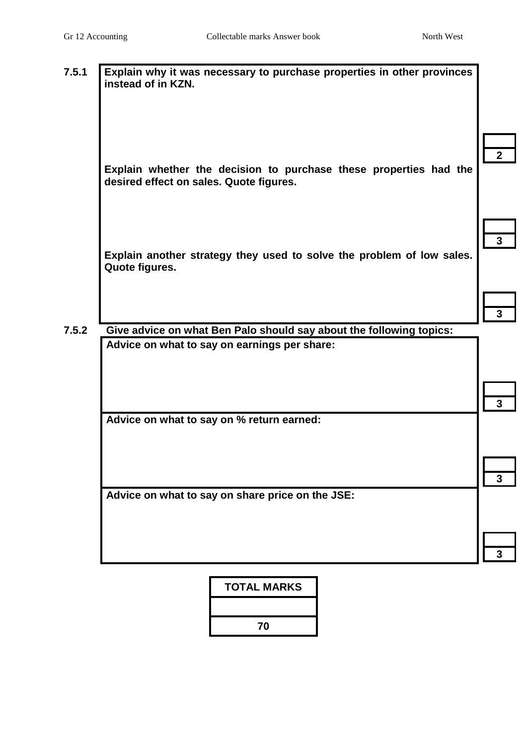**7.5.1**

**Explain why it was necessary to purchase properties in other provinces instead of in KZN.**

2

**Explain whether the decision to purchase these properties had the desired effect on sales. Quote figures.**

3

**Explain another strategy they used to solve the problem of low sales. Quote figures.**

3

**7.5.2** **Give advice on what Ben Palo should say about the following topics:**

**Advice on what to say on earnings per share:**

3

**Advice on what to say on % return earned:**

3

**Advice on what to say on share price on the JSE:**

3

| TOTAL MARKS |
|---|
| |
| 70 |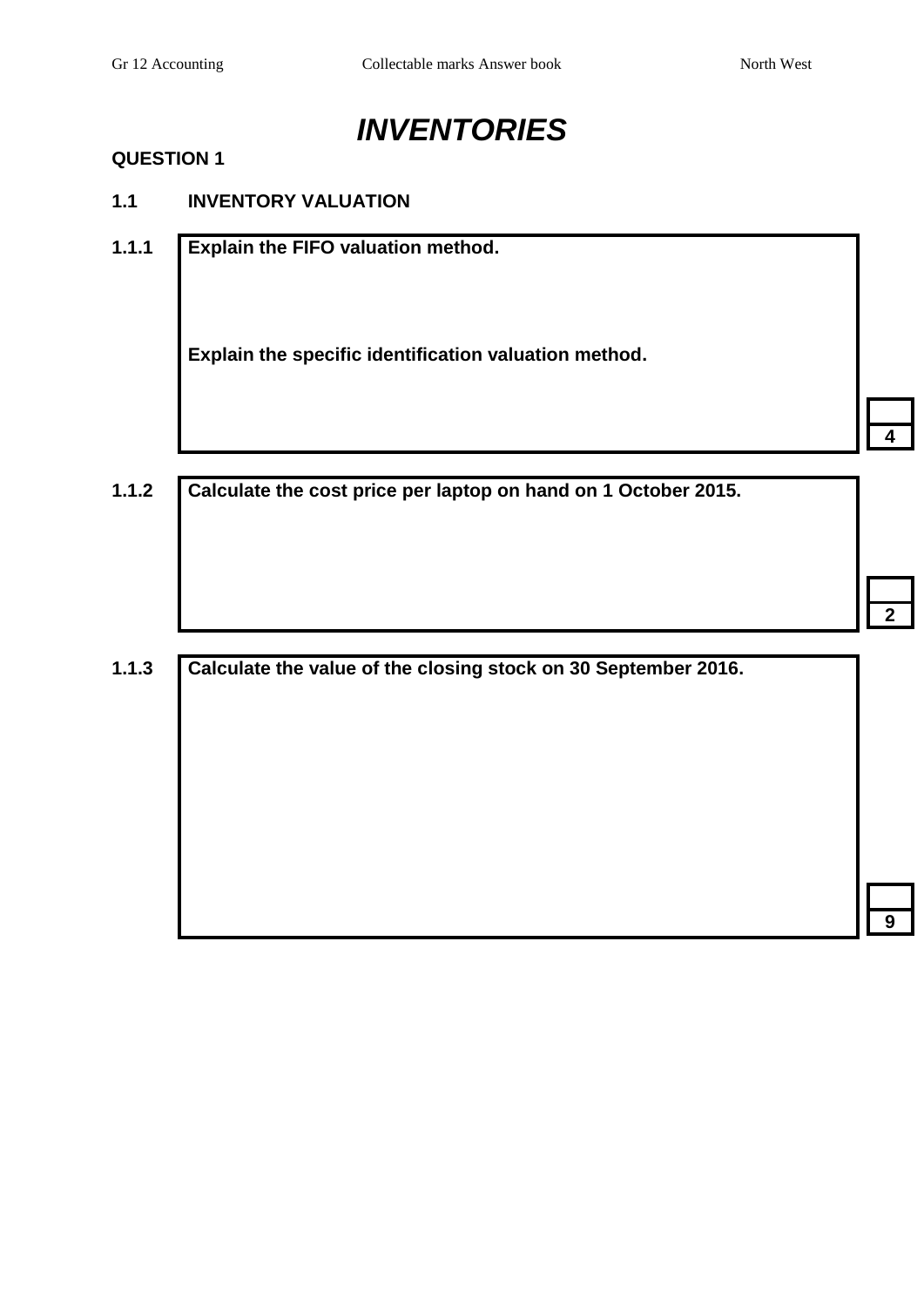# *INVENTORIES*

**QUESTION 1**

**1.1 INVENTORY VALUATION**

**1.1.1**

**Explain the FIFO valuation method.**

**Explain the specific identification valuation method.**

**4**

**1.1.2**

**Calculate the cost price per laptop on hand on 1 October 2015.**

**2**

**1.1.3**

**Calculate the value of the closing stock on 30 September 2016.**

**9**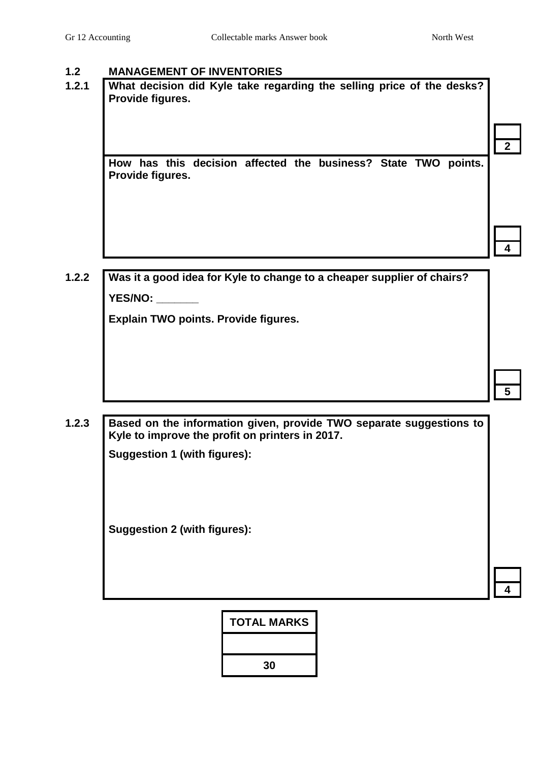## 1.2 MANAGEMENT OF INVENTORIES

**1.2.1** **What decision did Kyle take regarding the selling price of the desks? Provide figures.**

**2**

**How has this decision affected the business? State TWO points. Provide figures.**

**4**

**1.2.2** **Was it a good idea for Kyle to change to a cheaper supplier of chairs?**

**YES/NO: _______**

**Explain TWO points. Provide figures.**

**5**

**1.2.3** **Based on the information given, provide TWO separate suggestions to Kyle to improve the profit on printers in 2017.**

**Suggestion 1 (with figures):**

**Suggestion 2 (with figures):**

**4**

| TOTAL MARKS |
|---|
| |
| 30 |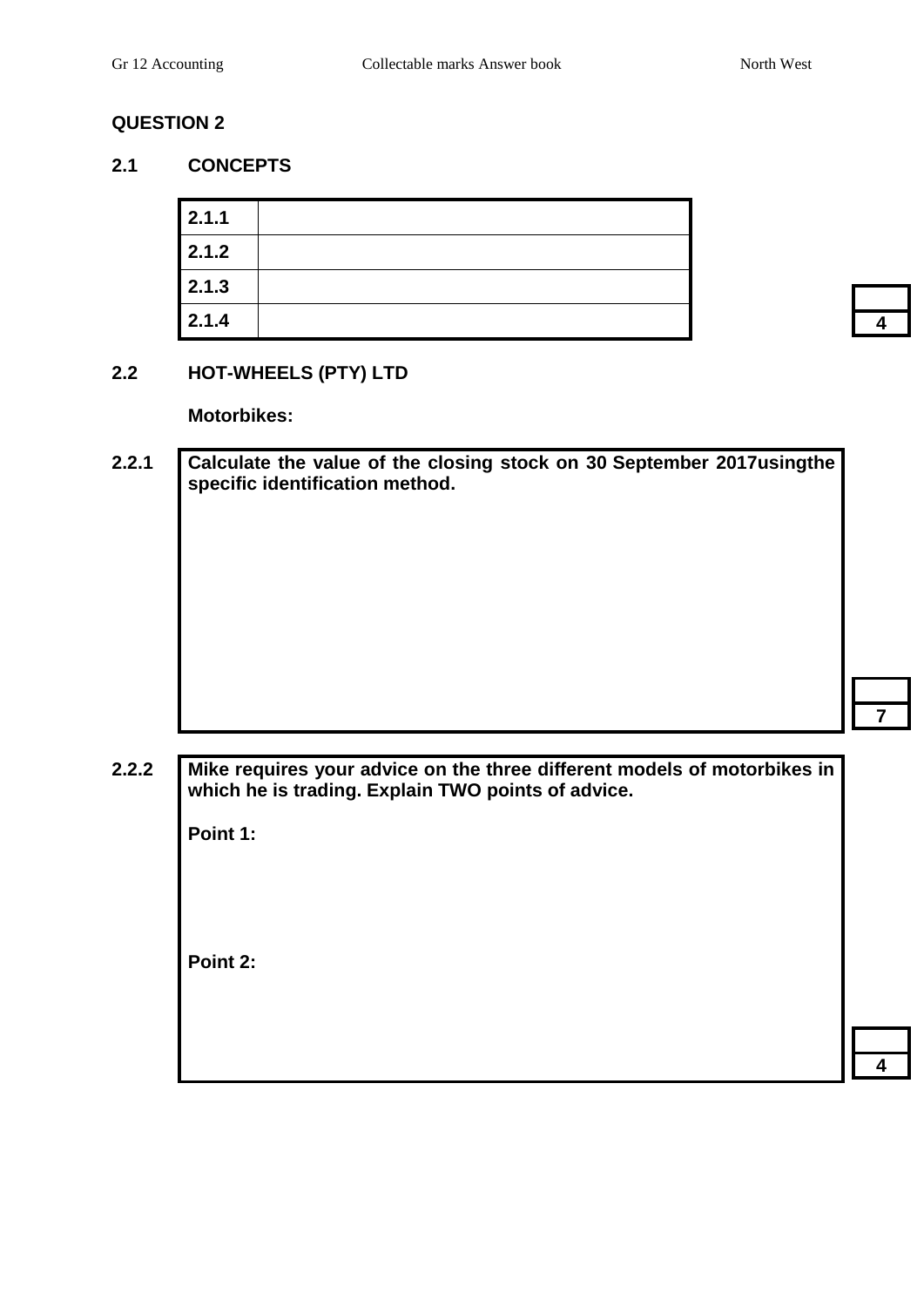## QUESTION 2

### 2.1 CONCEPTS

| | |
|---|---|
| 2.1.1 | |
| 2.1.2 | |
| 2.1.3 | |
| 2.1.4 | |

4

### 2.2 HOT-WHEELS (PTY) LTD

**Motorbikes:**

**2.2.1** **Calculate the value of the closing stock on 30 September 2017usingthe specific identification method.**

7

**2.2.2** **Mike requires your advice on the three different models of motorbikes in which he is trading. Explain TWO points of advice.**

**Point 1:**

**Point 2:**

4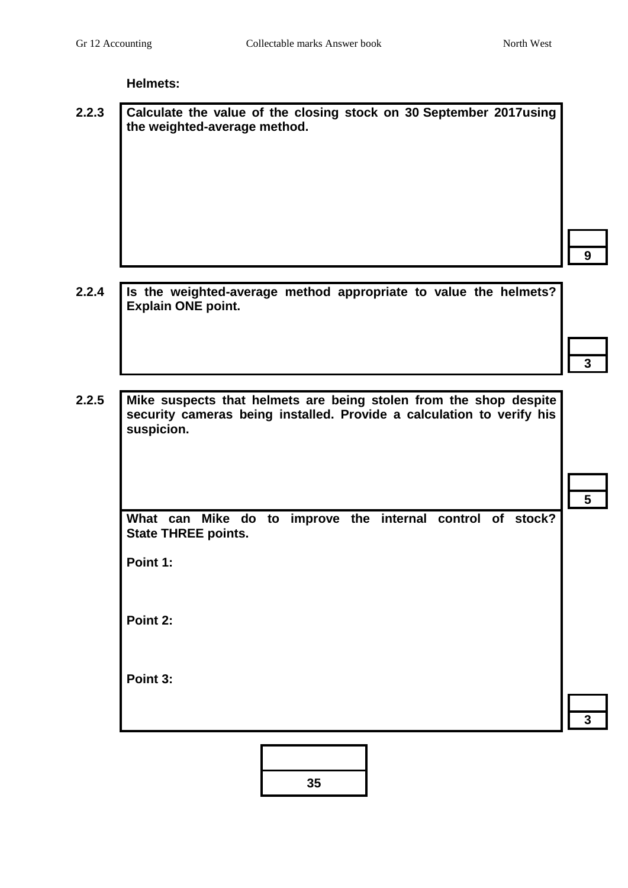**Helmets:**

**2.2.3** **Calculate the value of the closing stock on 30 September 2017using the weighted-average method.**

| |
|---|
| |
| 9 |

**2.2.4** **Is the weighted-average method appropriate to value the helmets? Explain ONE point.**

| |
|---|
| |
| 3 |

**2.2.5** **Mike suspects that helmets are being stolen from the shop despite security cameras being installed. Provide a calculation to verify his suspicion.**

| |
|---|
| |
| 5 |

**What can Mike do to improve the internal control of stock? State THREE points.**

**Point 1:**

**Point 2:**

**Point 3:**

| |
|---|
| |
| 3 |

| |
|---|
| |
| 35 |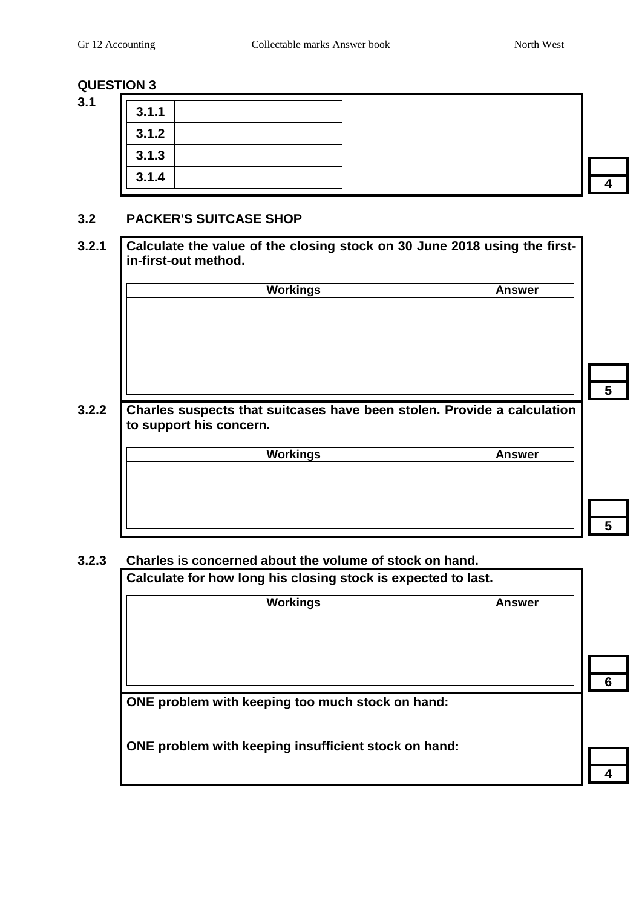## QUESTION 3

**3.1**

| | |
|---|---|
| **3.1.1** | |
| **3.1.2** | |
| **3.1.3** | |
| **3.1.4** | |

**4**

### 3.2 PACKER'S SUITCASE SHOP

**3.2.1 Calculate the value of the closing stock on 30 June 2018 using the first-in-first-out method.**

| Workings | Answer |
|---|---|
| | |

**5**

**3.2.2 Charles suspects that suitcases have been stolen. Provide a calculation to support his concern.**

| Workings | Answer |
|---|---|
| | |

**5**

**3.2.3 Charles is concerned about the volume of stock on hand.**

**Calculate for how long his closing stock is expected to last.**

| Workings | Answer |
|---|---|
| | |

**6**

**ONE problem with keeping too much stock on hand:**

**ONE problem with keeping insufficient stock on hand:**

**4**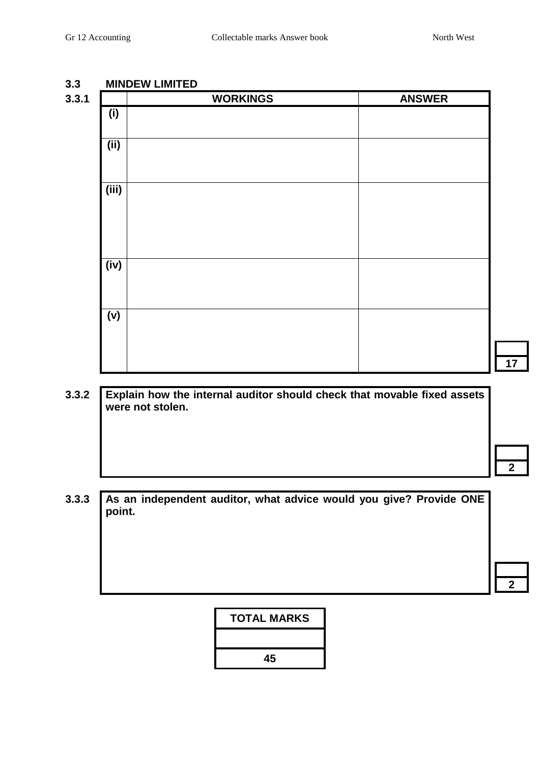## 3.3 MINDEW LIMITED

**3.3.1**

| | WORKINGS | ANSWER |
|---|---|---|
| **(i)** | | |
| **(ii)** | | |
| **(iii)** | | |
| **(iv)** | | |
| **(v)** | | |

**17**

**3.3.2** **Explain how the internal auditor should check that movable fixed assets were not stolen.**

**2**

**3.3.3** **As an independent auditor, what advice would you give? Provide ONE point.**

**2**

| TOTAL MARKS |
|---|
| |
| **45** |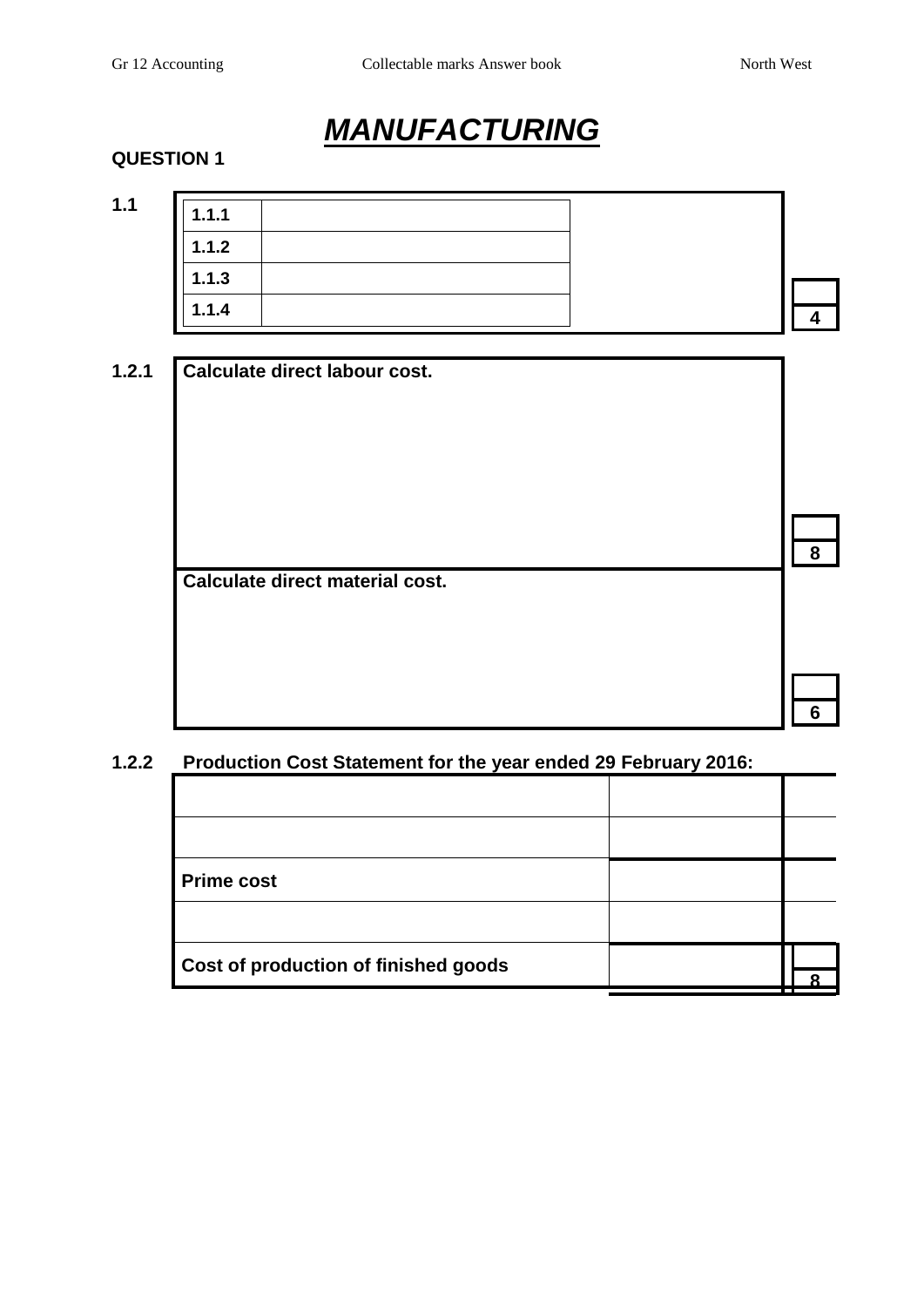# *MANUFACTURING*

**QUESTION 1**

**1.1**

| | |
|---|---|
| **1.1.1** | |
| **1.1.2** | |
| **1.1.3** | |
| **1.1.4** | |

**4**

**1.2.1** **Calculate direct labour cost.**

**8**

**Calculate direct material cost.**

**6**

**1.2.2** **Production Cost Statement for the year ended 29 February 2016:**

| | | |
|---|---|---|
| | | |
| | | |
| **Prime cost** | | |
| | | |
| **Cost of production of finished goods** | | **8** |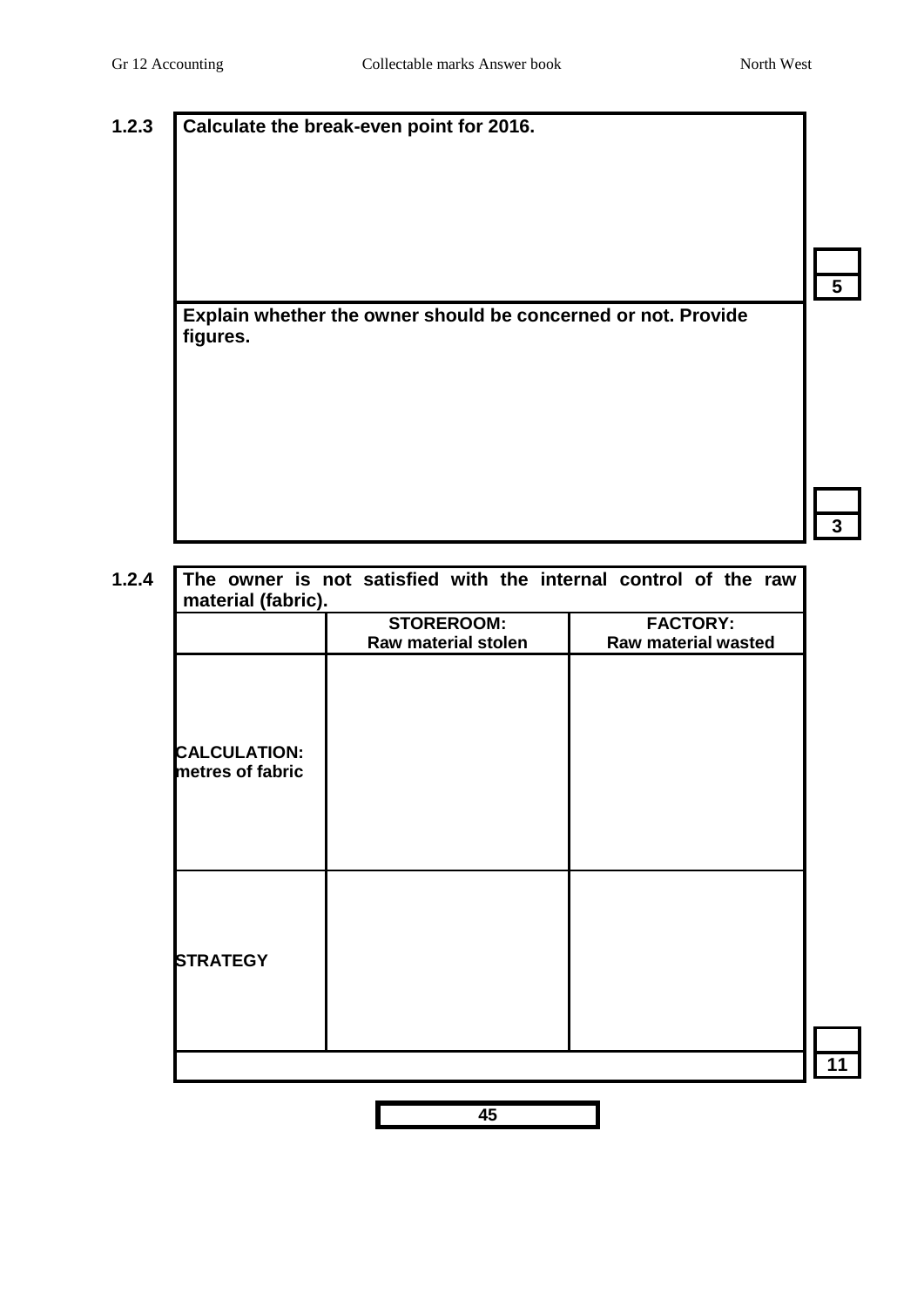**1.2.3**

| Calculate the break-even point for 2016. | |
|---|---|
| | 5 |
| **Explain whether the owner should be concerned or not. Provide figures.** | |
| | 3 |

**1.2.4**

| The owner is not satisfied with the internal control of the raw material (fabric). | | | |
|---|---|---|---|
| | **STOREROOM: Raw material stolen** | **FACTORY: Raw material wasted** | |
| **CALCULATION: metres of fabric** | | | |
| **STRATEGY** | | | |
| | | | 11 |

**45**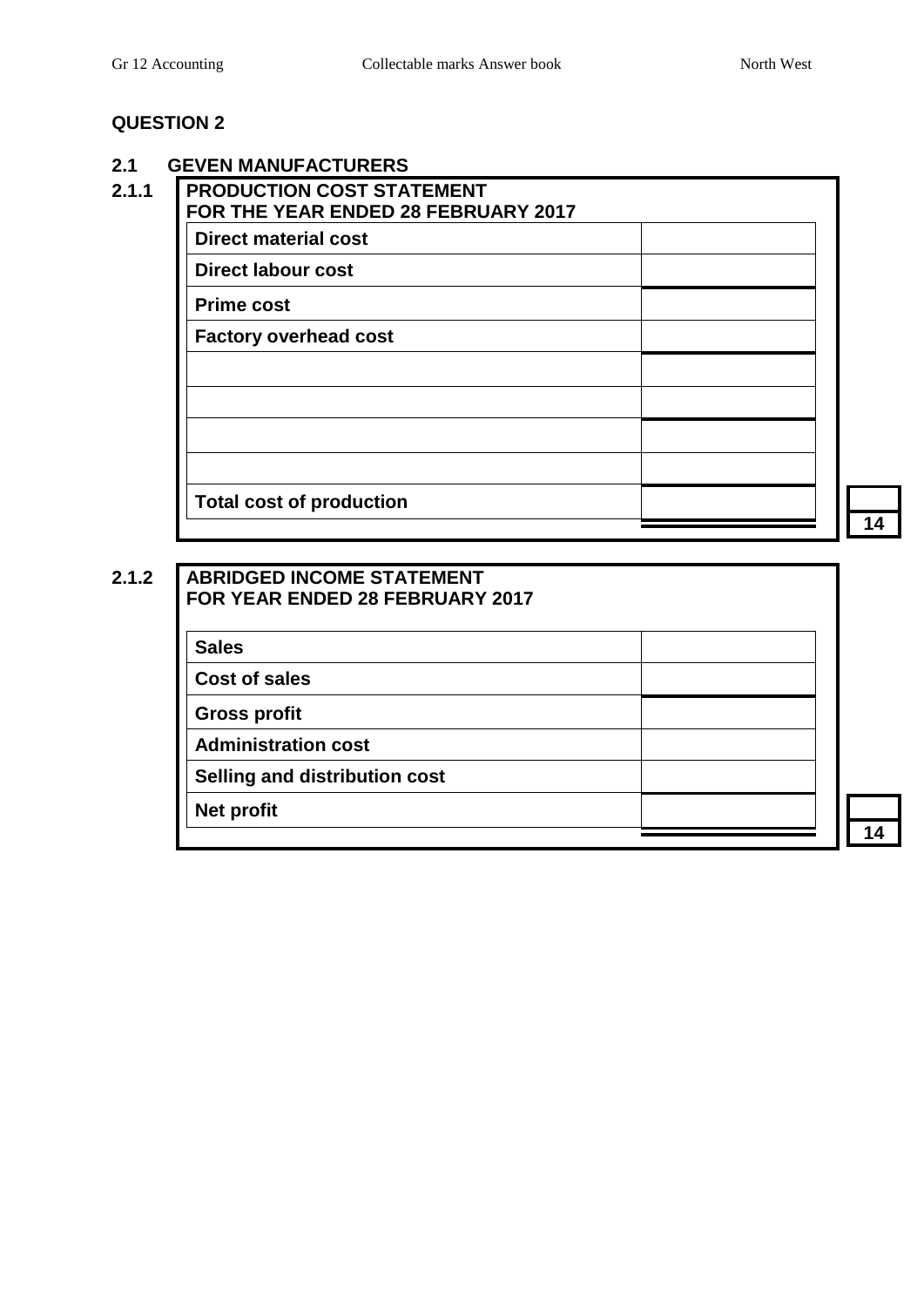## QUESTION 2

### 2.1 GEVEN MANUFACTURERS

**2.1.1**

**PRODUCTION COST STATEMENT**
**FOR THE YEAR ENDED 28 FEBRUARY 2017**

| | |
|---|---|
| **Direct material cost** | |
| **Direct labour cost** | |
| **Prime cost** | |
| **Factory overhead cost** | |
| | |
| | |
| | |
| | |
| **Total cost of production** | |

**14**

**2.1.2**

**ABRIDGED INCOME STATEMENT**
**FOR YEAR ENDED 28 FEBRUARY 2017**

| | |
|---|---|
| **Sales** | |
| **Cost of sales** | |
| **Gross profit** | |
| **Administration cost** | |
| **Selling and distribution cost** | |
| **Net profit** | |

**14**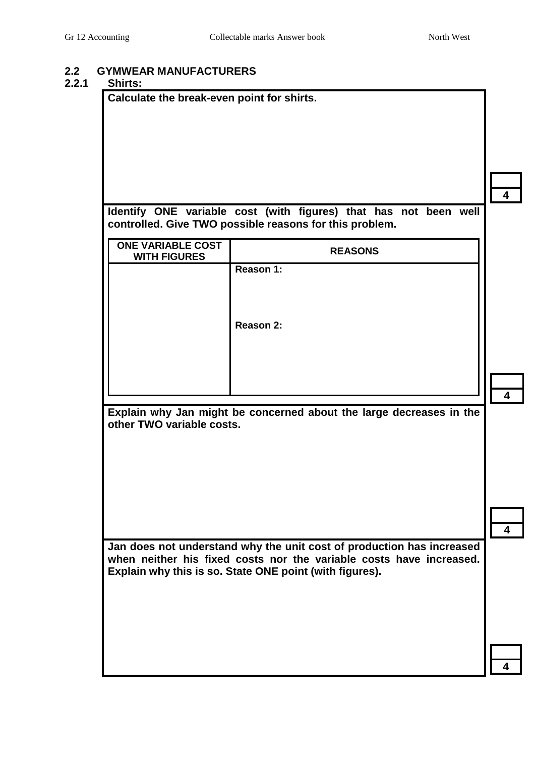## 2.2 GYMWEAR MANUFACTURERS

### 2.2.1 Shirts:

**Calculate the break-even point for shirts.**

4

**Identify ONE variable cost (with figures) that has not been well controlled. Give TWO possible reasons for this problem.**

| ONE VARIABLE COST WITH FIGURES | REASONS |
|---|---|
| | **Reason 1:**<br><br>**Reason 2:** |

4

**Explain why Jan might be concerned about the large decreases in the other TWO variable costs.**

4

**Jan does not understand why the unit cost of production has increased when neither his fixed costs nor the variable costs have increased. Explain why this is so. State ONE point (with figures).**

4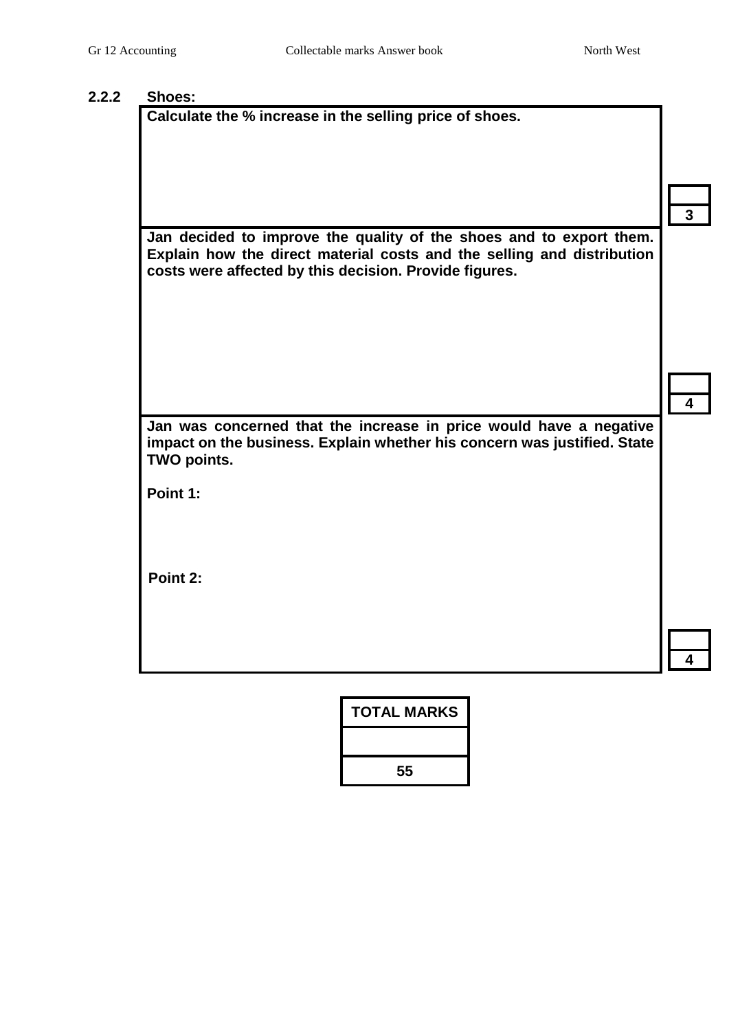**2.2.2 Shoes:**

| | |
|---|---|
| **Calculate the % increase in the selling price of shoes.** | 3 |
| **Jan decided to improve the quality of the shoes and to export them. Explain how the direct material costs and the selling and distribution costs were affected by this decision. Provide figures.** | 4 |
| **Jan was concerned that the increase in price would have a negative impact on the business. Explain whether his concern was justified. State TWO points.**<br><br>**Point 1:**<br><br>**Point 2:** | 4 |

| TOTAL MARKS |
|---|
| |
| 55 |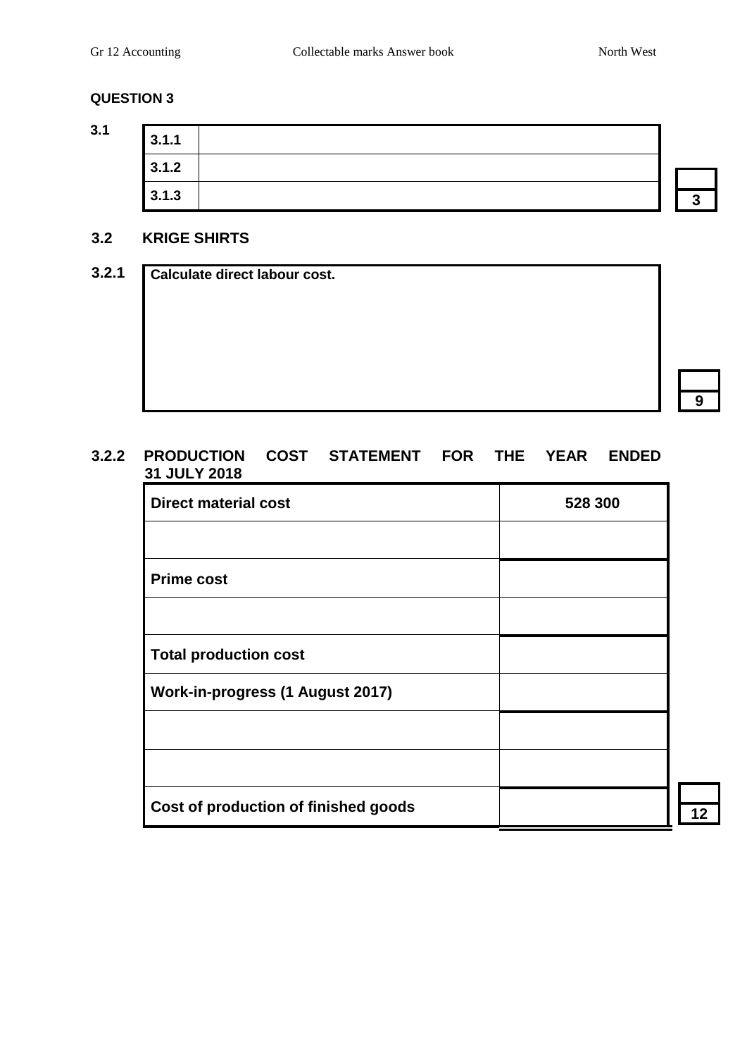## QUESTION 3

**3.1**

| | |
|---|---|
| **3.1.1** | |
| **3.1.2** | |
| **3.1.3** | |

**3**

### 3.2 KRIGE SHIRTS

**3.2.1**

| |
|---|
| **Calculate direct labour cost.** |

**9**

### 3.2.2 PRODUCTION COST STATEMENT FOR THE YEAR ENDED 31 JULY 2018

| | |
|---|---|
| **Direct material cost** | **528 300** |
| | |
| **Prime cost** | |
| | |
| **Total production cost** | |
| **Work-in-progress (1 August 2017)** | |
| | |
| | |
| **Cost of production of finished goods** | |

**12**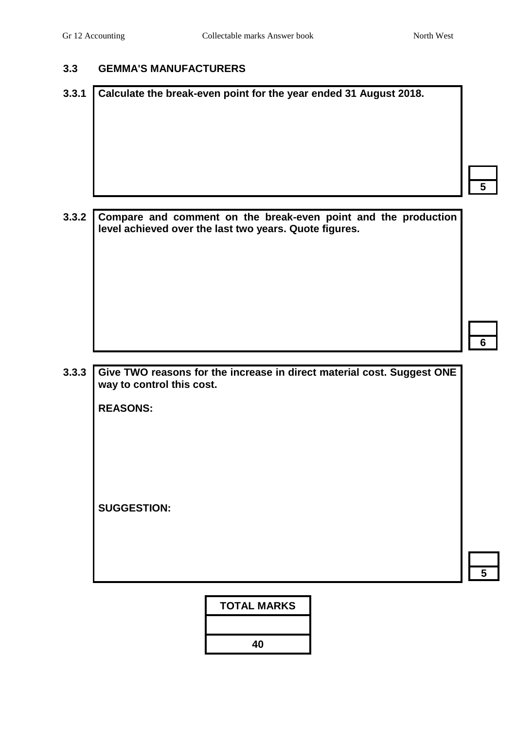## 3.3 GEMMA'S MANUFACTURERS

**3.3.1 Calculate the break-even point for the year ended 31 August 2018.**

| |
|---|
| 5 |

**3.3.2 Compare and comment on the break-even point and the production level achieved over the last two years. Quote figures.**

| |
|---|
| 6 |

**3.3.3 Give TWO reasons for the increase in direct material cost. Suggest ONE way to control this cost.**

**REASONS:**

**SUGGESTION:**

| |
|---|
| 5 |

| TOTAL MARKS |
|---|
| |
| 40 |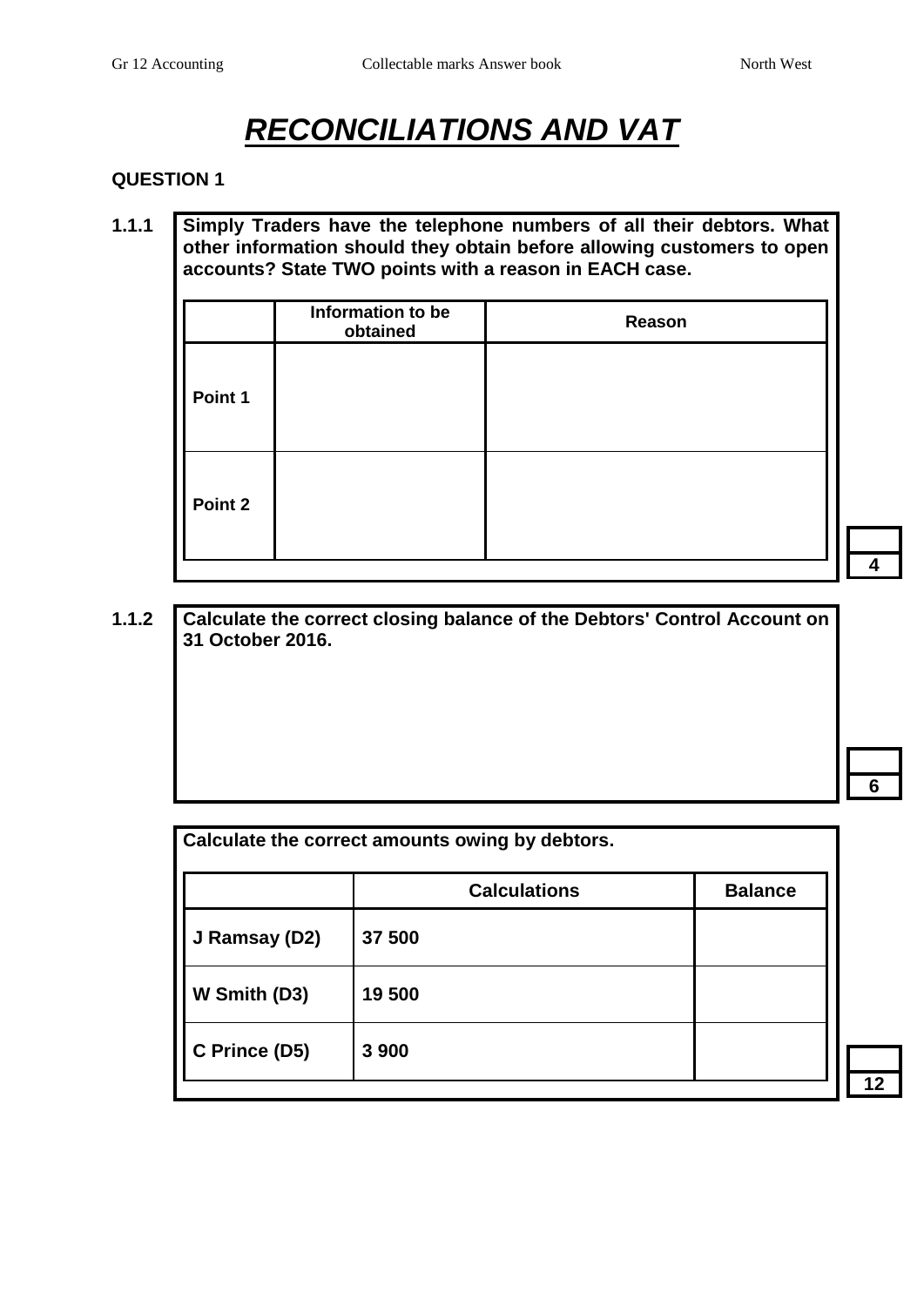# *RECONCILIATIONS AND VAT*

**QUESTION 1**

**1.1.1** **Simply Traders have the telephone numbers of all their debtors. What other information should they obtain before allowing customers to open accounts? State TWO points with a reason in EACH case.**

| | Information to be obtained | Reason |
|---|---|---|
| **Point 1** | | |
| **Point 2** | | |

4

**1.1.2** **Calculate the correct closing balance of the Debtors' Control Account on 31 October 2016.**

6

**Calculate the correct amounts owing by debtors.**

| | Calculations | Balance |
|---|---|---|
| **J Ramsay (D2)** | **37 500** | |
| **W Smith (D3)** | **19 500** | |
| **C Prince (D5)** | **3 900** | |

12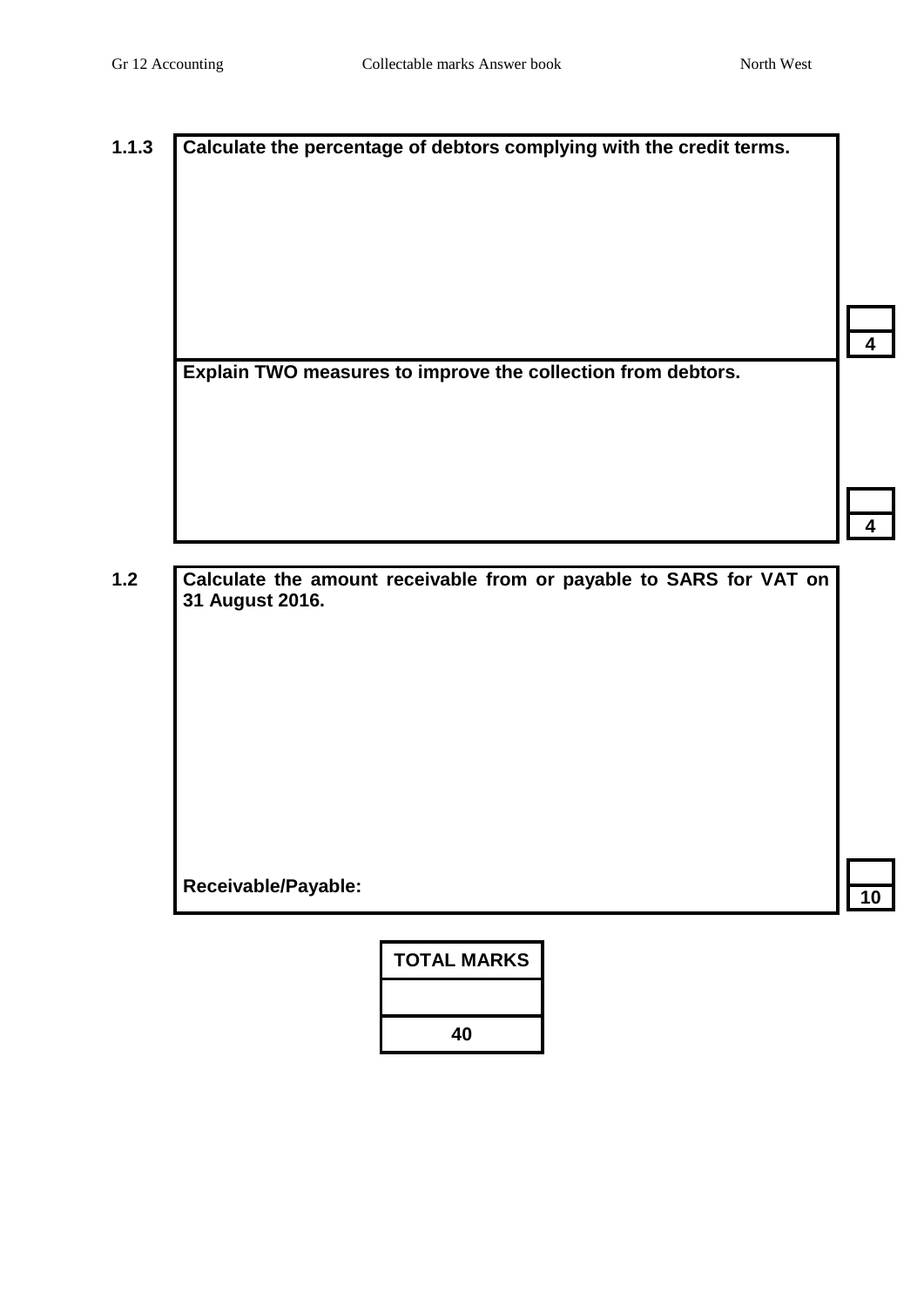**1.1.3** **Calculate the percentage of debtors complying with the credit terms.**

4

**Explain TWO measures to improve the collection from debtors.**

4

**1.2** **Calculate the amount receivable from or payable to SARS for VAT on 31 August 2016.**

**Receivable/Payable:**

10

| TOTAL MARKS |
|---|
| |
| 40 |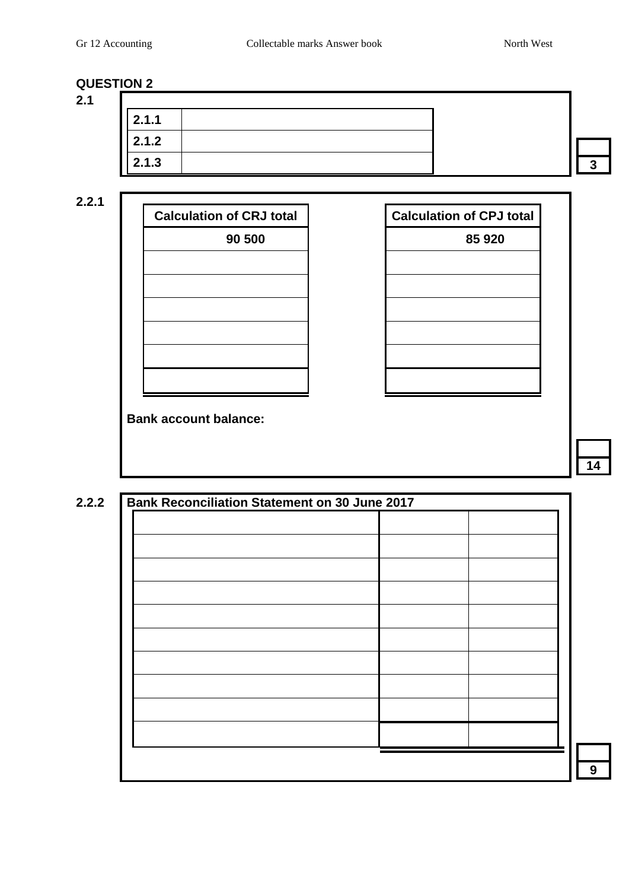## QUESTION 2

**2.1**

| | |
|---|---|
| **2.1.1** | |
| **2.1.2** | |
| **2.1.3** | |

**3**

**2.2.1**

| **Calculation of CRJ total** |
|---|
| **90 500** |
| |
| |
| |
| |
| |
| |

| **Calculation of CPJ total** |
|---|
| **85 920** |
| |
| |
| |
| |
| |
| |

**Bank account balance:**

**14**

**2.2.2** **Bank Reconciliation Statement on 30 June 2017**

| | | |
|---|---|---|
| | | |
| | | |
| | | |
| | | |
| | | |
| | | |
| | | |
| | | |
| | | |
| | | |

**9**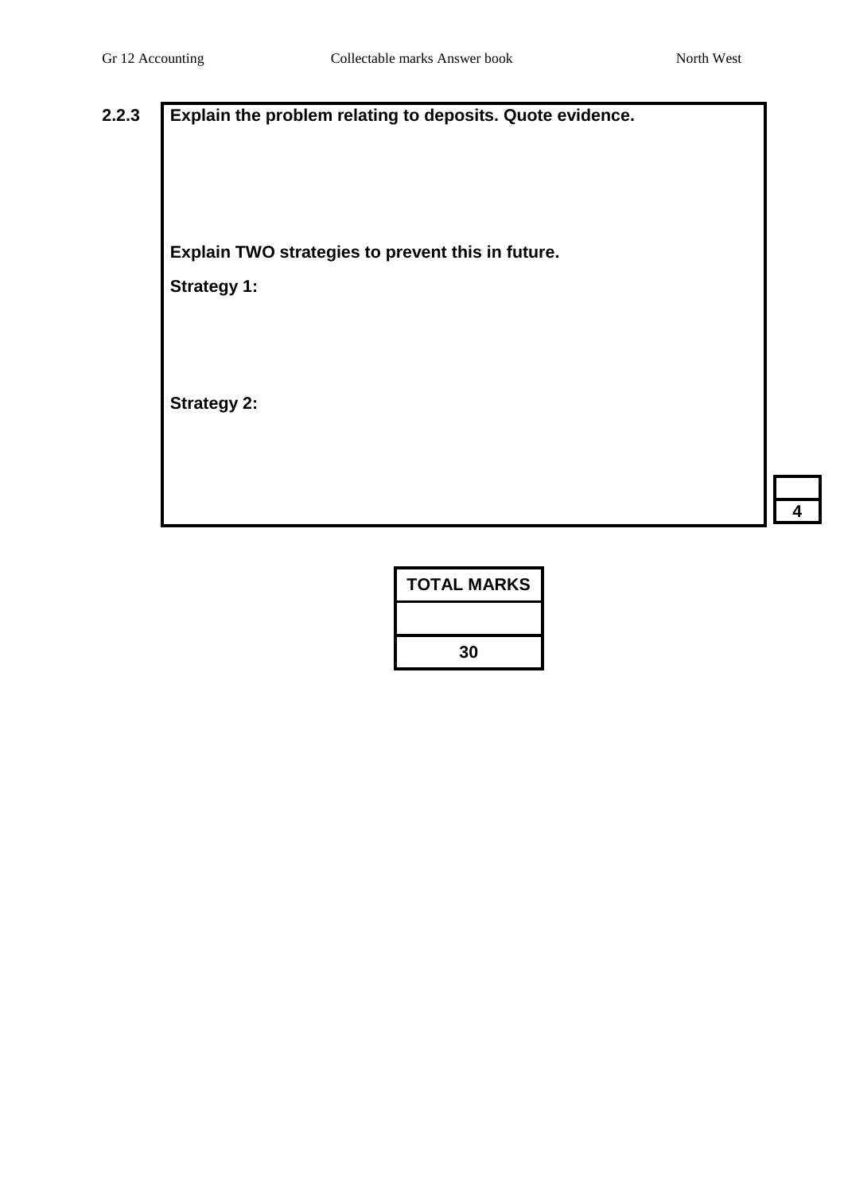**2.2.3** **Explain the problem relating to deposits. Quote evidence.**

**Explain TWO strategies to prevent this in future.**

**Strategy 1:**

**Strategy 2:**

| |
|---|
| |
| 4 |

| TOTAL MARKS |
|---|
| |
| 30 |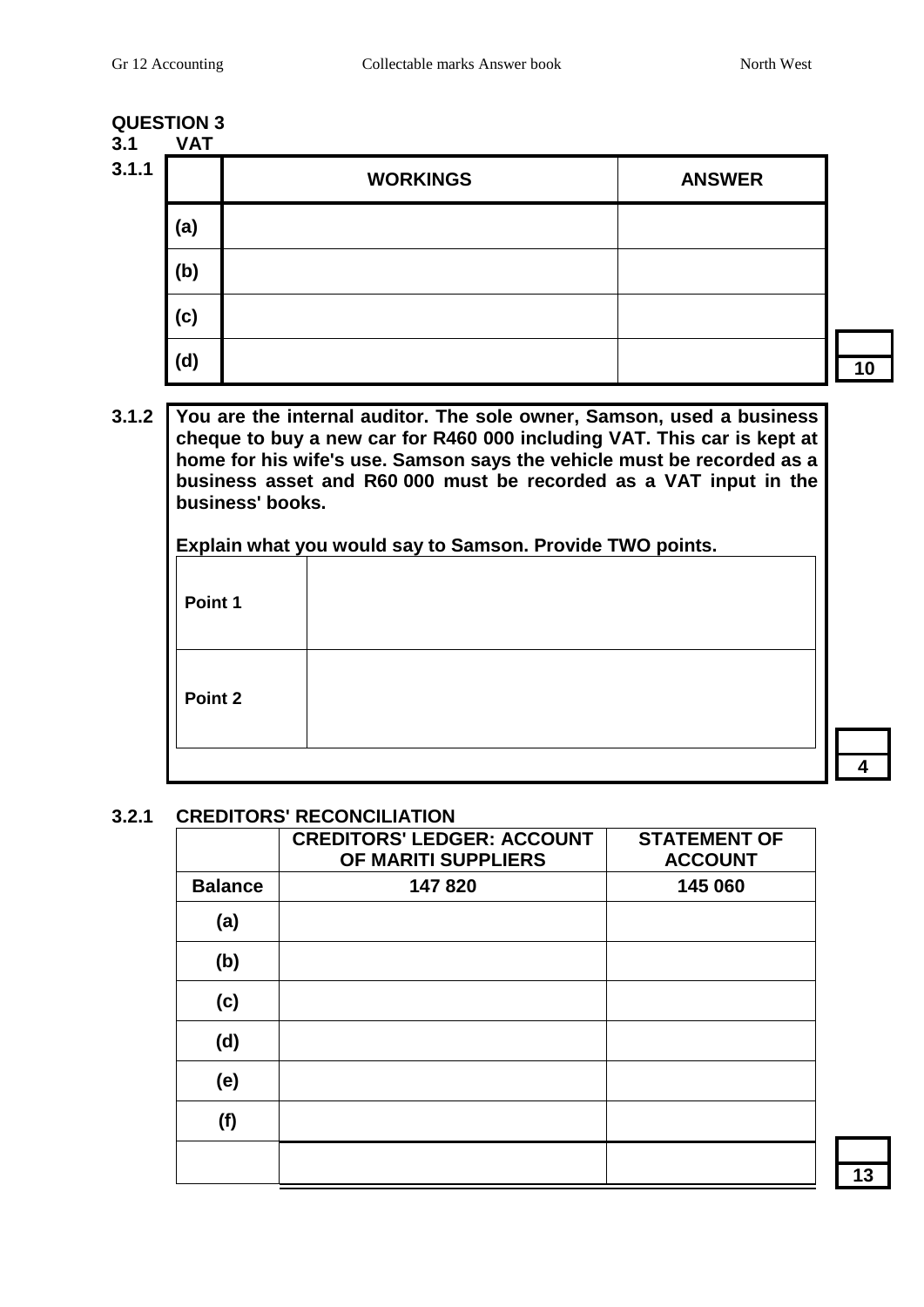## QUESTION 3

### 3.1 VAT

**3.1.1**

| | WORKINGS | ANSWER |
|---|---|---|
| **(a)** | | |
| **(b)** | | |
| **(c)** | | |
| **(d)** | | |

**10**

**3.1.2** **You are the internal auditor. The sole owner, Samson, used a business cheque to buy a new car for R460 000 including VAT. This car is kept at home for his wife's use. Samson says the vehicle must be recorded as a business asset and R60 000 must be recorded as a VAT input in the business' books.**

**Explain what you would say to Samson. Provide TWO points.**

| | |
|---|---|
| **Point 1** | |
| **Point 2** | |

**4**

### 3.2.1 CREDITORS' RECONCILIATION

| | CREDITORS' LEDGER: ACCOUNT OF MARITI SUPPLIERS | STATEMENT OF ACCOUNT |
|---|---|---|
| **Balance** | **147 820** | **145 060** |
| **(a)** | | |
| **(b)** | | |
| **(c)** | | |
| **(d)** | | |
| **(e)** | | |
| **(f)** | | |
| | | |

**13**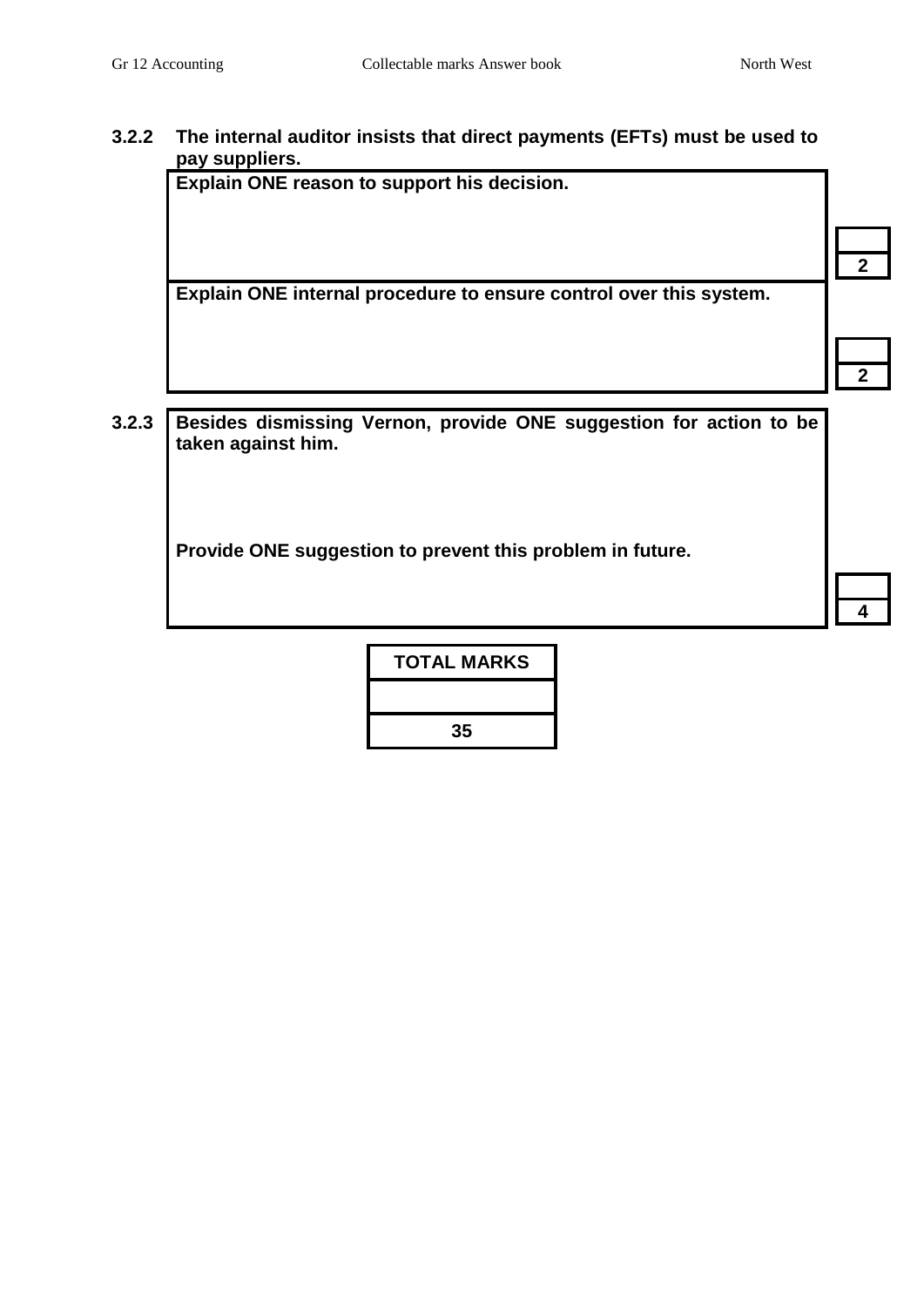**3.2.2 The internal auditor insists that direct payments (EFTs) must be used to pay suppliers.**

| | |
|---|---|
| **Explain ONE reason to support his decision.** | 2 |
| **Explain ONE internal procedure to ensure control over this system.** | 2 |

**3.2.3**

| | |
|---|---|
| **Besides dismissing Vernon, provide ONE suggestion for action to be taken against him.**<br><br>**Provide ONE suggestion to prevent this problem in future.** | 4 |

| TOTAL MARKS |
|---|
| |
| 35 |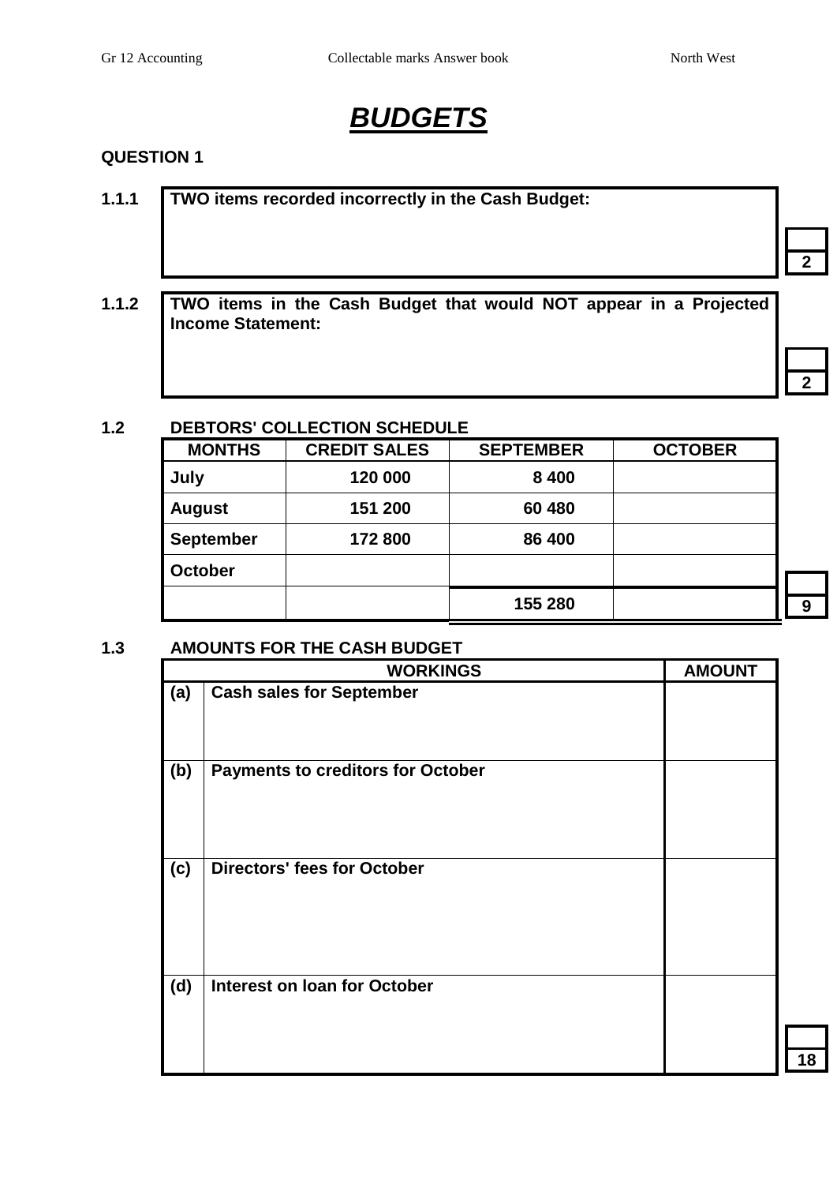# *BUDGETS*

**QUESTION 1**

**1.1.1** **TWO items recorded incorrectly in the Cash Budget:**

2

**1.1.2** **TWO items in the Cash Budget that would NOT appear in a Projected Income Statement:**

2

**1.2 DEBTORS' COLLECTION SCHEDULE**

| MONTHS | CREDIT SALES | SEPTEMBER | OCTOBER |
|---|---|---|---|
| July | 120 000 | 8 400 | |
| August | 151 200 | 60 480 | |
| September | 172 800 | 86 400 | |
| October | | | |
| | | 155 280 | |

9

**1.3 AMOUNTS FOR THE CASH BUDGET**

| | WORKINGS | AMOUNT |
|---|---|---|
| (a) | Cash sales for September | |
| (b) | Payments to creditors for October | |
| (c) | Directors' fees for October | |
| (d) | Interest on loan for October | |

18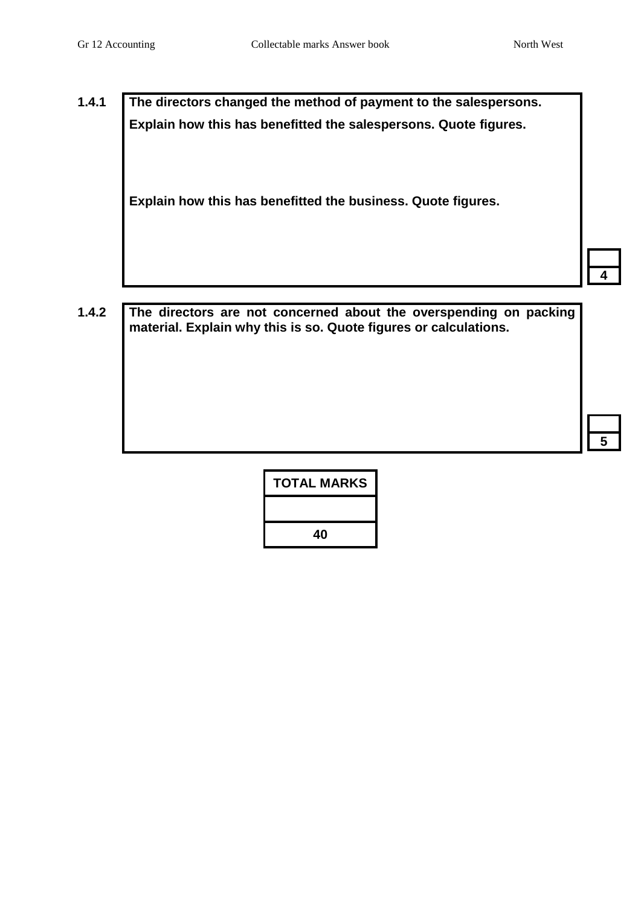**1.4.1** **The directors changed the method of payment to the salespersons.**

**Explain how this has benefitted the salespersons. Quote figures.**

**Explain how this has benefitted the business. Quote figures.**

| |
|---|
| |
| 4 |

**1.4.2** **The directors are not concerned about the overspending on packing material. Explain why this is so. Quote figures or calculations.**

| |
|---|
| |
| 5 |

| TOTAL MARKS |
|---|
| |
| 40 |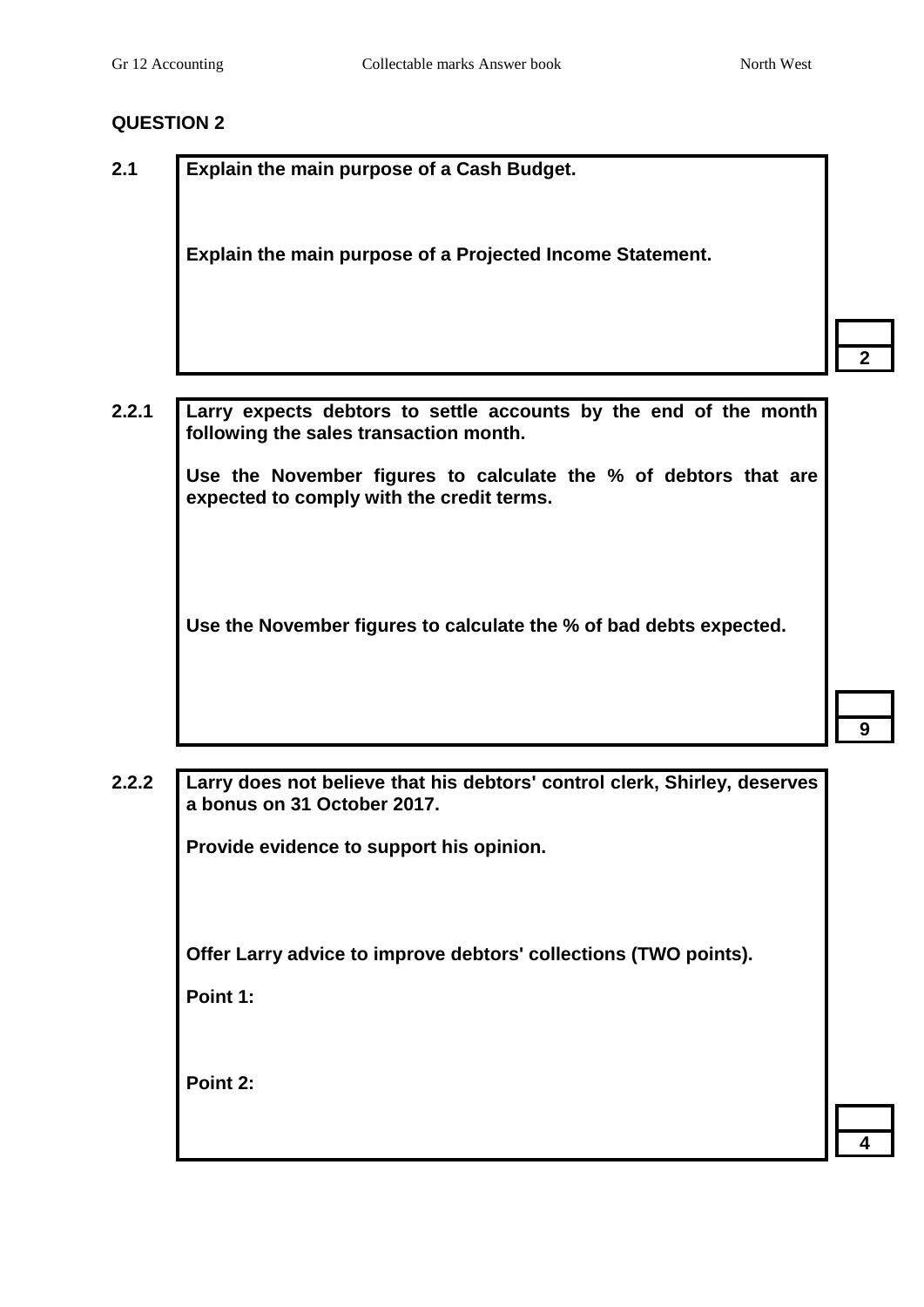## QUESTION 2

**2.1** **Explain the main purpose of a Cash Budget.**

**Explain the main purpose of a Projected Income Statement.**

2

**2.2.1** **Larry expects debtors to settle accounts by the end of the month following the sales transaction month.**

**Use the November figures to calculate the % of debtors that are expected to comply with the credit terms.**

**Use the November figures to calculate the % of bad debts expected.**

9

**2.2.2** **Larry does not believe that his debtors' control clerk, Shirley, deserves a bonus on 31 October 2017.**

**Provide evidence to support his opinion.**

**Offer Larry advice to improve debtors' collections (TWO points).**

**Point 1:**

**Point 2:**

4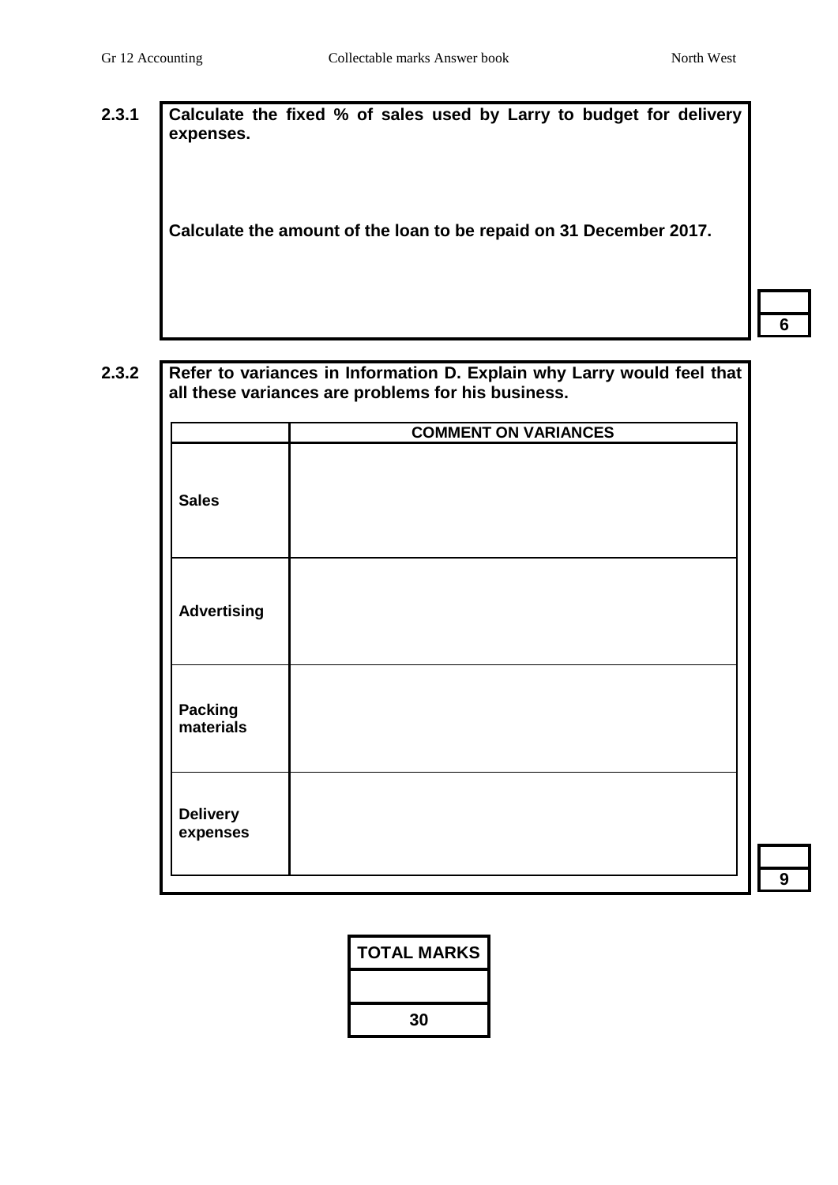**2.3.1** **Calculate the fixed % of sales used by Larry to budget for delivery expenses.**

**Calculate the amount of the loan to be repaid on 31 December 2017.**

| |
|---|
| |
| **6** |

**2.3.2** **Refer to variances in Information D. Explain why Larry would feel that all these variances are problems for his business.**

| | **COMMENT ON VARIANCES** |
|---|---|
| **Sales** | |
| **Advertising** | |
| **Packing materials** | |
| **Delivery expenses** | |

| |
|---|
| |
| **9** |

| **TOTAL MARKS** |
|---|
| |
| **30** |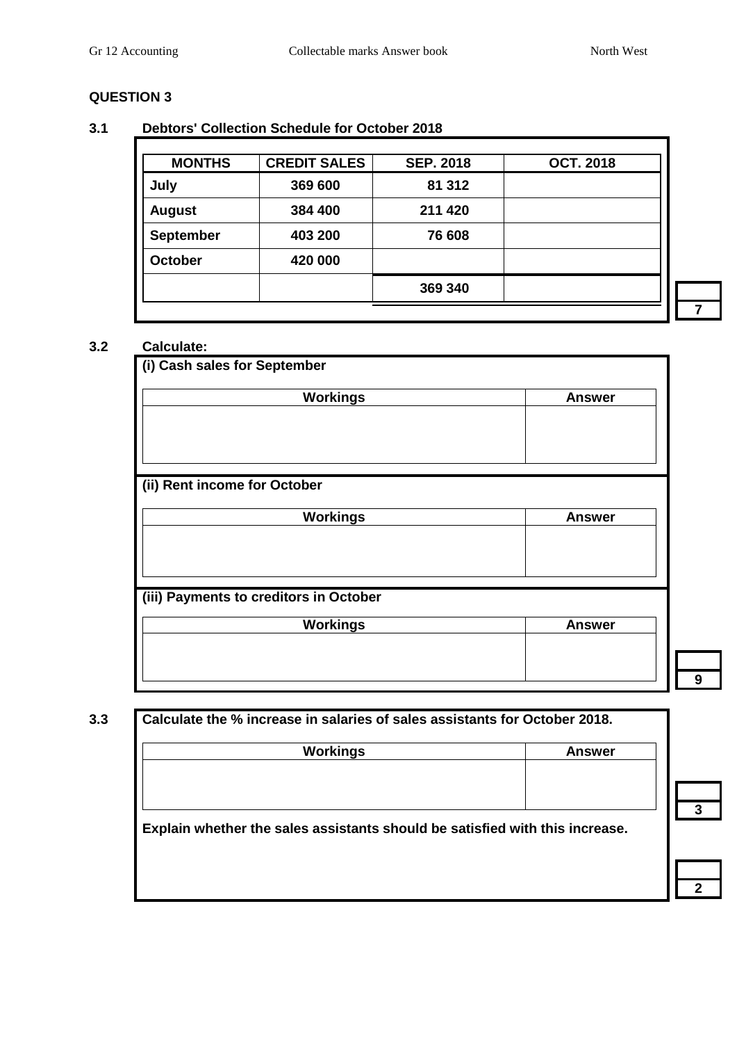## QUESTION 3

### 3.1 Debtors' Collection Schedule for October 2018

| MONTHS | CREDIT SALES | SEP. 2018 | OCT. 2018 |
|---|---|---|---|
| July | 369 600 | 81 312 | |
| August | 384 400 | 211 420 | |
| September | 403 200 | 76 608 | |
| October | 420 000 | | |
| | | 369 340 | |

7

### 3.2 Calculate:

**(i) Cash sales for September**

| Workings | Answer |
|---|---|
| | |

**(ii) Rent income for October**

| Workings | Answer |
|---|---|
| | |

**(iii) Payments to creditors in October**

| Workings | Answer |
|---|---|
| | |

9

### 3.3

**Calculate the % increase in salaries of sales assistants for October 2018.**

| Workings | Answer |
|---|---|
| | |

3

**Explain whether the sales assistants should be satisfied with this increase.**

2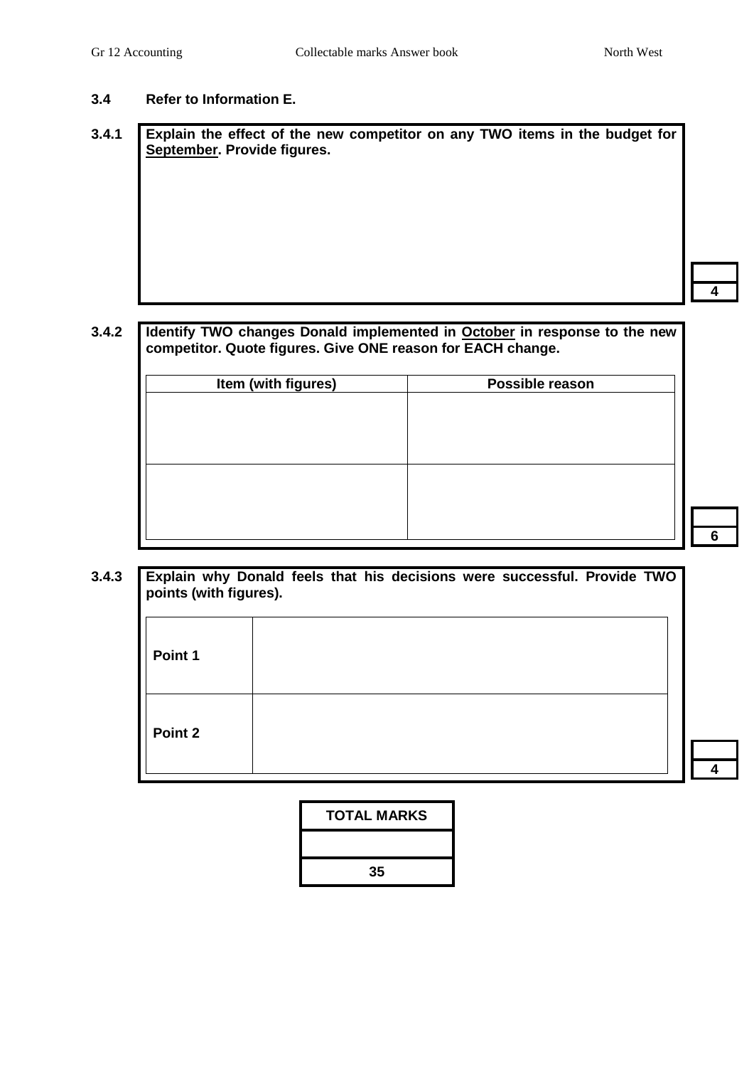**3.4 Refer to Information E.**

**3.4.1** **Explain the effect of the new competitor on any TWO items in the budget for <u>September</u>. Provide figures.**

**4**

**3.4.2** **Identify TWO changes Donald implemented in <u>October</u> in response to the new competitor. Quote figures. Give ONE reason for EACH change.**

| Item (with figures) | Possible reason |
|---|---|
| | |
| | |

**6**

**3.4.3** **Explain why Donald feels that his decisions were successful. Provide TWO points (with figures).**

| | |
|---|---|
| **Point 1** | |
| **Point 2** | |

**4**

| TOTAL MARKS |
|---|
| |
| 35 |